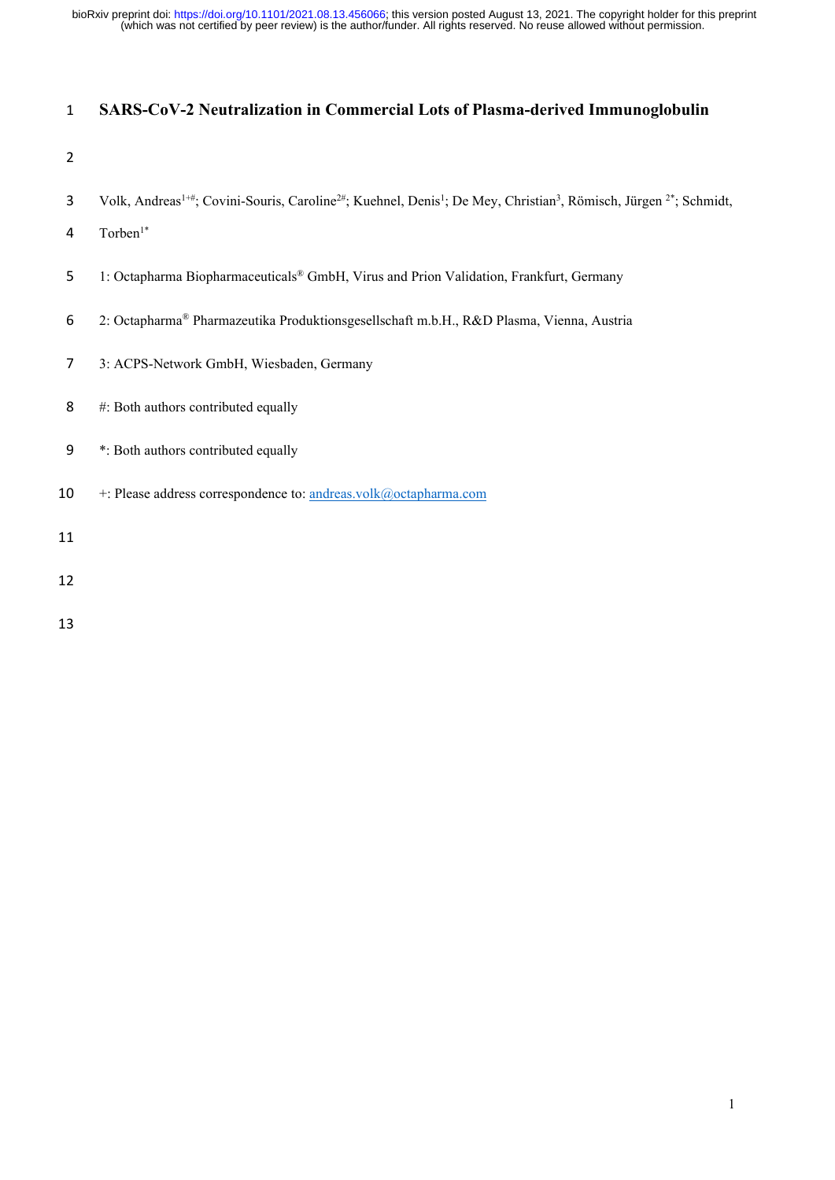# SARS-CoV-2 Neutralization in Commercial Lots of Plasma-derived Immunoglobulin

Volk, Andreas[1+#]; Covini-Souris, Caroline[2#]; Kuehnel, Denis[1]; De Mey, Christian[3], Römisch, Jürgen [2*]; Schmidt, Torben[1*]

1: Octapharma Biopharmaceuticals® GmbH, Virus and Prion Validation, Frankfurt, Germany

2: Octapharma® Pharmazeutika Produktionsgesellschaft m.b.H., R&D Plasma, Vienna, Austria

3: ACPS-Network GmbH, Wiesbaden, Germany

#: Both authors contributed equally

*: Both authors contributed equally

+: Please address correspondence to: andreas.volk@octapharma.com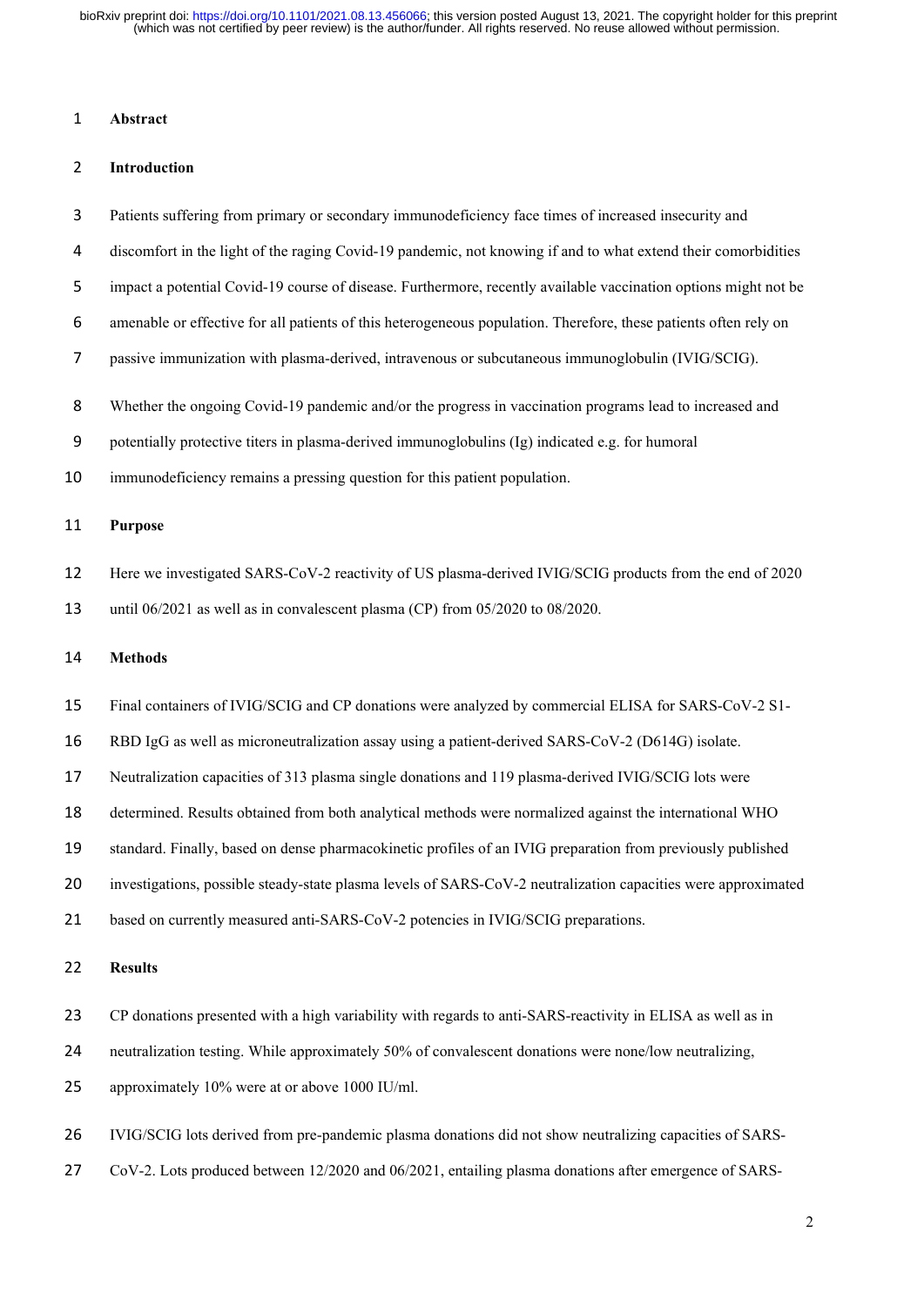## Abstract

### Introduction

Patients suffering from primary or secondary immunodeficiency face times of increased insecurity and discomfort in the light of the raging Covid-19 pandemic, not knowing if and to what extend their comorbidities impact a potential Covid-19 course of disease. Furthermore, recently available vaccination options might not be amenable or effective for all patients of this heterogeneous population. Therefore, these patients often rely on passive immunization with plasma-derived, intravenous or subcutaneous immunoglobulin (IVIG/SCIG).

Whether the ongoing Covid-19 pandemic and/or the progress in vaccination programs lead to increased and potentially protective titers in plasma-derived immunoglobulins (Ig) indicated e.g. for humoral immunodeficiency remains a pressing question for this patient population.

### Purpose

Here we investigated SARS-CoV-2 reactivity of US plasma-derived IVIG/SCIG products from the end of 2020 until 06/2021 as well as in convalescent plasma (CP) from 05/2020 to 08/2020.

### Methods

Final containers of IVIG/SCIG and CP donations were analyzed by commercial ELISA for SARS-CoV-2 S1-RBD IgG as well as microneutralization assay using a patient-derived SARS-CoV-2 (D614G) isolate. Neutralization capacities of 313 plasma single donations and 119 plasma-derived IVIG/SCIG lots were determined. Results obtained from both analytical methods were normalized against the international WHO standard. Finally, based on dense pharmacokinetic profiles of an IVIG preparation from previously published investigations, possible steady-state plasma levels of SARS-CoV-2 neutralization capacities were approximated based on currently measured anti-SARS-CoV-2 potencies in IVIG/SCIG preparations.

### Results

CP donations presented with a high variability with regards to anti-SARS-reactivity in ELISA as well as in neutralization testing. While approximately 50% of convalescent donations were none/low neutralizing, approximately 10% were at or above 1000 IU/ml.

IVIG/SCIG lots derived from pre-pandemic plasma donations did not show neutralizing capacities of SARS-CoV-2. Lots produced between 12/2020 and 06/2021, entailing plasma donations after emergence of SARS-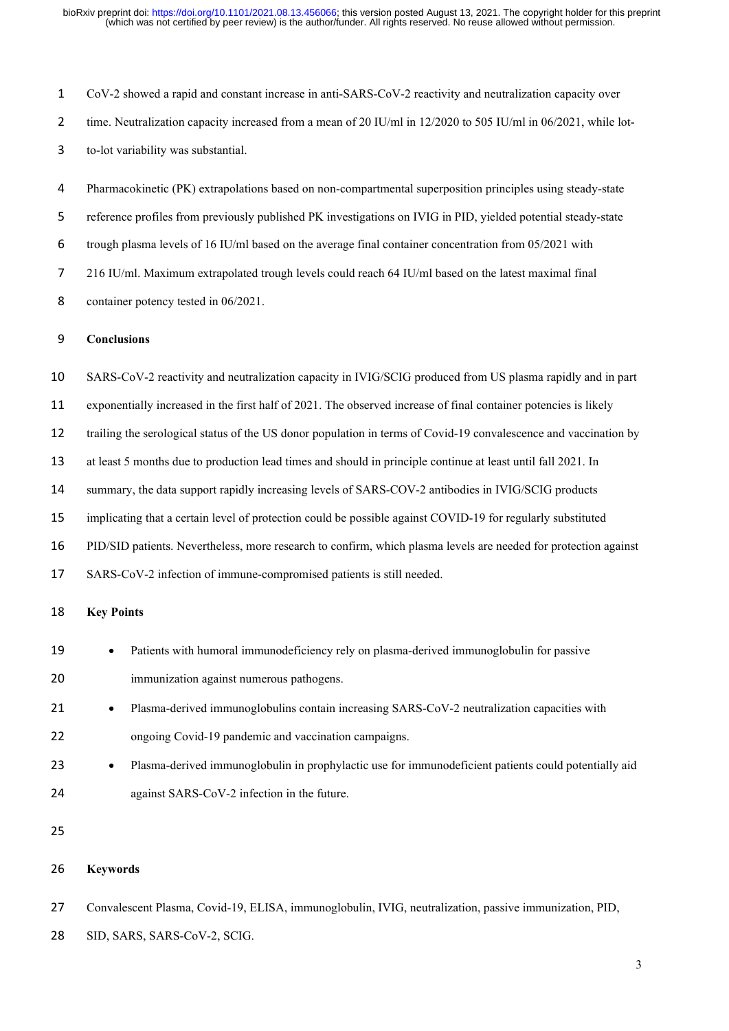CoV-2 showed a rapid and constant increase in anti-SARS-CoV-2 reactivity and neutralization capacity over time. Neutralization capacity increased from a mean of 20 IU/ml in 12/2020 to 505 IU/ml in 06/2021, while lot-to-lot variability was substantial.

Pharmacokinetic (PK) extrapolations based on non-compartmental superposition principles using steady-state reference profiles from previously published PK investigations on IVIG in PID, yielded potential steady-state trough plasma levels of 16 IU/ml based on the average final container concentration from 05/2021 with 216 IU/ml. Maximum extrapolated trough levels could reach 64 IU/ml based on the latest maximal final container potency tested in 06/2021.

**Conclusions**

SARS-CoV-2 reactivity and neutralization capacity in IVIG/SCIG produced from US plasma rapidly and in part exponentially increased in the first half of 2021. The observed increase of final container potencies is likely trailing the serological status of the US donor population in terms of Covid-19 convalescence and vaccination by at least 5 months due to production lead times and should in principle continue at least until fall 2021. In summary, the data support rapidly increasing levels of SARS-COV-2 antibodies in IVIG/SCIG products implicating that a certain level of protection could be possible against COVID-19 for regularly substituted PID/SID patients. Nevertheless, more research to confirm, which plasma levels are needed for protection against SARS-CoV-2 infection of immune-compromised patients is still needed.

**Key Points**

- Patients with humoral immunodeficiency rely on plasma-derived immunoglobulin for passive immunization against numerous pathogens.
- Plasma-derived immunoglobulins contain increasing SARS-CoV-2 neutralization capacities with ongoing Covid-19 pandemic and vaccination campaigns.
- Plasma-derived immunoglobulin in prophylactic use for immunodeficient patients could potentially aid against SARS-CoV-2 infection in the future.

**Keywords**

Convalescent Plasma, Covid-19, ELISA, immunoglobulin, IVIG, neutralization, passive immunization, PID, SID, SARS, SARS-CoV-2, SCIG.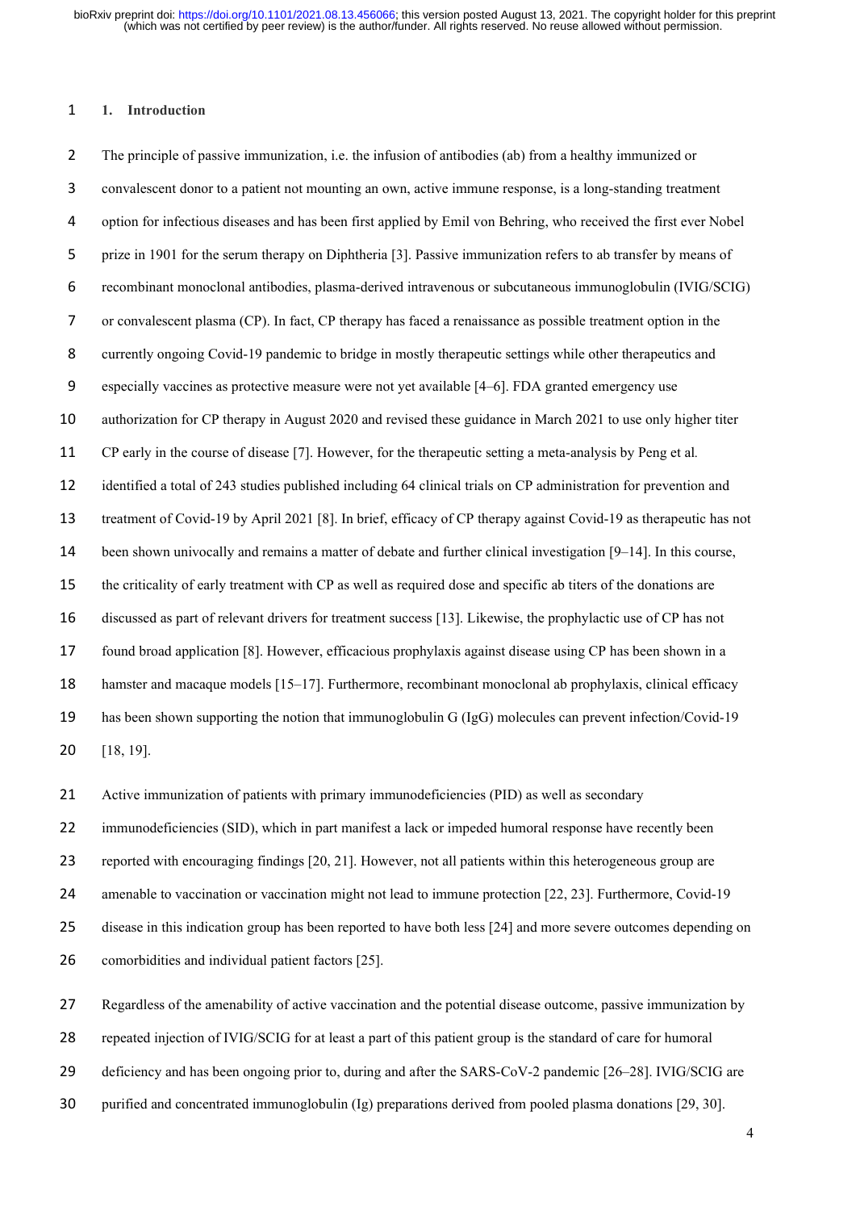## 1. Introduction

The principle of passive immunization, i.e. the infusion of antibodies (ab) from a healthy immunized or convalescent donor to a patient not mounting an own, active immune response, is a long-standing treatment option for infectious diseases and has been first applied by Emil von Behring, who received the first ever Nobel prize in 1901 for the serum therapy on Diphtheria [3]. Passive immunization refers to ab transfer by means of recombinant monoclonal antibodies, plasma-derived intravenous or subcutaneous immunoglobulin (IVIG/SCIG) or convalescent plasma (CP). In fact, CP therapy has faced a renaissance as possible treatment option in the currently ongoing Covid-19 pandemic to bridge in mostly therapeutic settings while other therapeutics and especially vaccines as protective measure were not yet available [4–6]. FDA granted emergency use authorization for CP therapy in August 2020 and revised these guidance in March 2021 to use only higher titer CP early in the course of disease [7]. However, for the therapeutic setting a meta-analysis by Peng et al. identified a total of 243 studies published including 64 clinical trials on CP administration for prevention and treatment of Covid-19 by April 2021 [8]. In brief, efficacy of CP therapy against Covid-19 as therapeutic has not been shown univocally and remains a matter of debate and further clinical investigation [9–14]. In this course, the criticality of early treatment with CP as well as required dose and specific ab titers of the donations are discussed as part of relevant drivers for treatment success [13]. Likewise, the prophylactic use of CP has not found broad application [8]. However, efficacious prophylaxis against disease using CP has been shown in a hamster and macaque models [15–17]. Furthermore, recombinant monoclonal ab prophylaxis, clinical efficacy has been shown supporting the notion that immunoglobulin G (IgG) molecules can prevent infection/Covid-19 [18, 19].

Active immunization of patients with primary immunodeficiencies (PID) as well as secondary immunodeficiencies (SID), which in part manifest a lack or impeded humoral response have recently been reported with encouraging findings [20, 21]. However, not all patients within this heterogeneous group are amenable to vaccination or vaccination might not lead to immune protection [22, 23]. Furthermore, Covid-19 disease in this indication group has been reported to have both less [24] and more severe outcomes depending on comorbidities and individual patient factors [25].

Regardless of the amenability of active vaccination and the potential disease outcome, passive immunization by repeated injection of IVIG/SCIG for at least a part of this patient group is the standard of care for humoral deficiency and has been ongoing prior to, during and after the SARS-CoV-2 pandemic [26–28]. IVIG/SCIG are purified and concentrated immunoglobulin (Ig) preparations derived from pooled plasma donations [29, 30].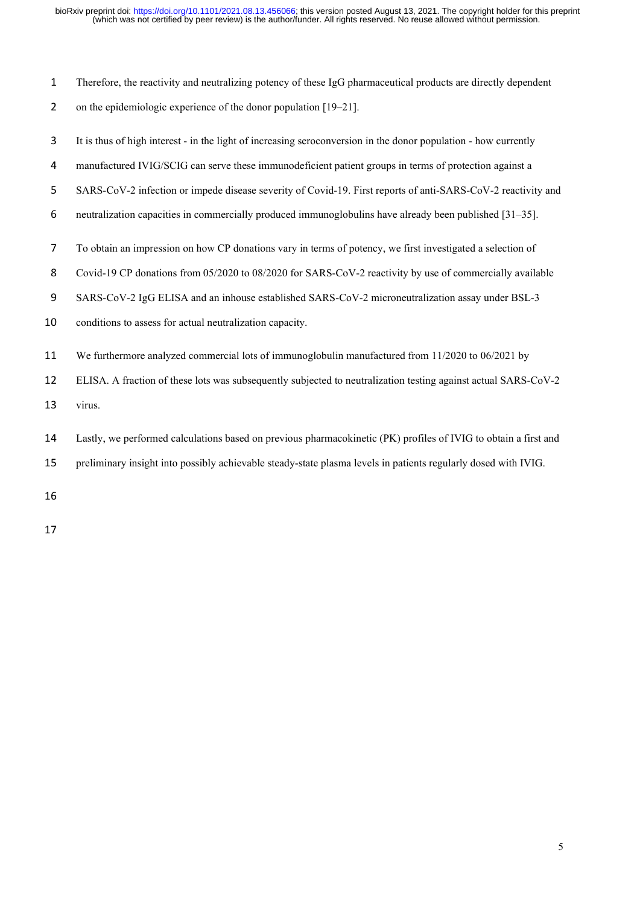Therefore, the reactivity and neutralizing potency of these IgG pharmaceutical products are directly dependent on the epidemiologic experience of the donor population [19–21].

It is thus of high interest - in the light of increasing seroconversion in the donor population - how currently manufactured IVIG/SCIG can serve these immunodeficient patient groups in terms of protection against a SARS-CoV-2 infection or impede disease severity of Covid-19. First reports of anti-SARS-CoV-2 reactivity and neutralization capacities in commercially produced immunoglobulins have already been published [31–35].

To obtain an impression on how CP donations vary in terms of potency, we first investigated a selection of Covid-19 CP donations from 05/2020 to 08/2020 for SARS-CoV-2 reactivity by use of commercially available SARS-CoV-2 IgG ELISA and an inhouse established SARS-CoV-2 microneutralization assay under BSL-3 conditions to assess for actual neutralization capacity.

We furthermore analyzed commercial lots of immunoglobulin manufactured from 11/2020 to 06/2021 by ELISA. A fraction of these lots was subsequently subjected to neutralization testing against actual SARS-CoV-2 virus.

Lastly, we performed calculations based on previous pharmacokinetic (PK) profiles of IVIG to obtain a first and preliminary insight into possibly achievable steady-state plasma levels in patients regularly dosed with IVIG.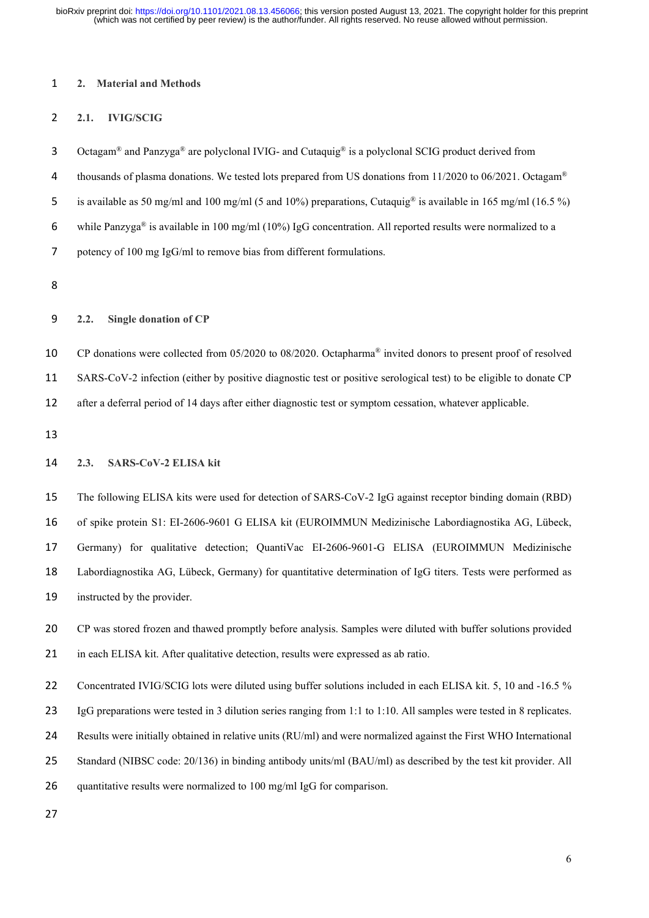## 2. Material and Methods

### 2.1. IVIG/SCIG

Octagam® and Panzyga® are polyclonal IVIG- and Cutaquig® is a polyclonal SCIG product derived from thousands of plasma donations. We tested lots prepared from US donations from 11/2020 to 06/2021. Octagam® is available as 50 mg/ml and 100 mg/ml (5 and 10%) preparations, Cutaquig® is available in 165 mg/ml (16.5 %) while Panzyga® is available in 100 mg/ml (10%) IgG concentration. All reported results were normalized to a potency of 100 mg IgG/ml to remove bias from different formulations.

### 2.2. Single donation of CP

CP donations were collected from 05/2020 to 08/2020. Octapharma® invited donors to present proof of resolved SARS-CoV-2 infection (either by positive diagnostic test or positive serological test) to be eligible to donate CP after a deferral period of 14 days after either diagnostic test or symptom cessation, whatever applicable.

### 2.3. SARS-CoV-2 ELISA kit

The following ELISA kits were used for detection of SARS-CoV-2 IgG against receptor binding domain (RBD) of spike protein S1: EI-2606-9601 G ELISA kit (EUROIMMUN Medizinische Labordiagnostika AG, Lübeck, Germany) for qualitative detection; QuantiVac EI-2606-9601-G ELISA (EUROIMMUN Medizinische Labordiagnostika AG, Lübeck, Germany) for quantitative determination of IgG titers. Tests were performed as instructed by the provider.

CP was stored frozen and thawed promptly before analysis. Samples were diluted with buffer solutions provided in each ELISA kit. After qualitative detection, results were expressed as ab ratio.

Concentrated IVIG/SCIG lots were diluted using buffer solutions included in each ELISA kit. 5, 10 and -16.5 % IgG preparations were tested in 3 dilution series ranging from 1:1 to 1:10. All samples were tested in 8 replicates. Results were initially obtained in relative units (RU/ml) and were normalized against the First WHO International Standard (NIBSC code: 20/136) in binding antibody units/ml (BAU/ml) as described by the test kit provider. All quantitative results were normalized to 100 mg/ml IgG for comparison.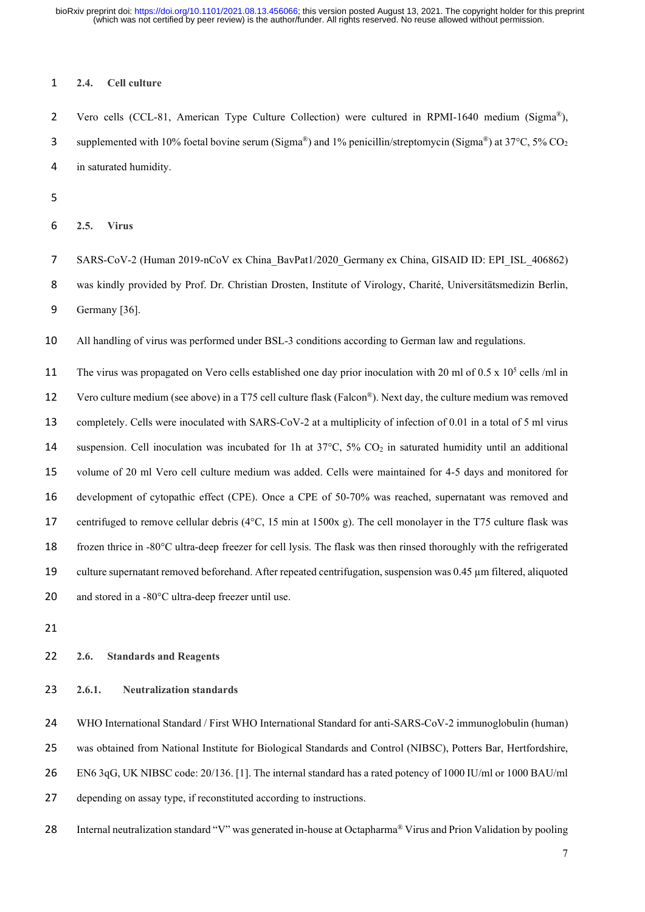### 2.4. Cell culture

Vero cells (CCL-81, American Type Culture Collection) were cultured in RPMI-1640 medium (Sigma®), supplemented with 10% foetal bovine serum (Sigma®) and 1% penicillin/streptomycin (Sigma®) at 37°C, 5% $CO_2$ in saturated humidity.

### 2.5. Virus

SARS-CoV-2 (Human 2019-nCoV ex China_BavPat1/2020_Germany ex China, GISAID ID: EPI_ISL_406862) was kindly provided by Prof. Dr. Christian Drosten, Institute of Virology, Charité, Universitätsmedizin Berlin, Germany [36].

All handling of virus was performed under BSL-3 conditions according to German law and regulations.

The virus was propagated on Vero cells established one day prior inoculation with 20 ml of 0.5 x $10^5$ cells /ml in Vero culture medium (see above) in a T75 cell culture flask (Falcon®). Next day, the culture medium was removed completely. Cells were inoculated with SARS-CoV-2 at a multiplicity of infection of 0.01 in a total of 5 ml virus suspension. Cell inoculation was incubated for 1h at 37°C, 5% $CO_2$ in saturated humidity until an additional volume of 20 ml Vero cell culture medium was added. Cells were maintained for 4-5 days and monitored for development of cytopathic effect (CPE). Once a CPE of 50-70% was reached, supernatant was removed and centrifuged to remove cellular debris (4°C, 15 min at 1500x g). The cell monolayer in the T75 culture flask was frozen thrice in -80°C ultra-deep freezer for cell lysis. The flask was then rinsed thoroughly with the refrigerated culture supernatant removed beforehand. After repeated centrifugation, suspension was 0.45 µm filtered, aliquoted and stored in a -80°C ultra-deep freezer until use.

### 2.6. Standards and Reagents

#### 2.6.1. Neutralization standards

WHO International Standard / First WHO International Standard for anti-SARS-CoV-2 immunoglobulin (human) was obtained from National Institute for Biological Standards and Control (NIBSC), Potters Bar, Hertfordshire, EN6 3qG, UK NIBSC code: 20/136. [1]. The internal standard has a rated potency of 1000 IU/ml or 1000 BAU/ml depending on assay type, if reconstituted according to instructions.

Internal neutralization standard "V" was generated in-house at Octapharma® Virus and Prion Validation by pooling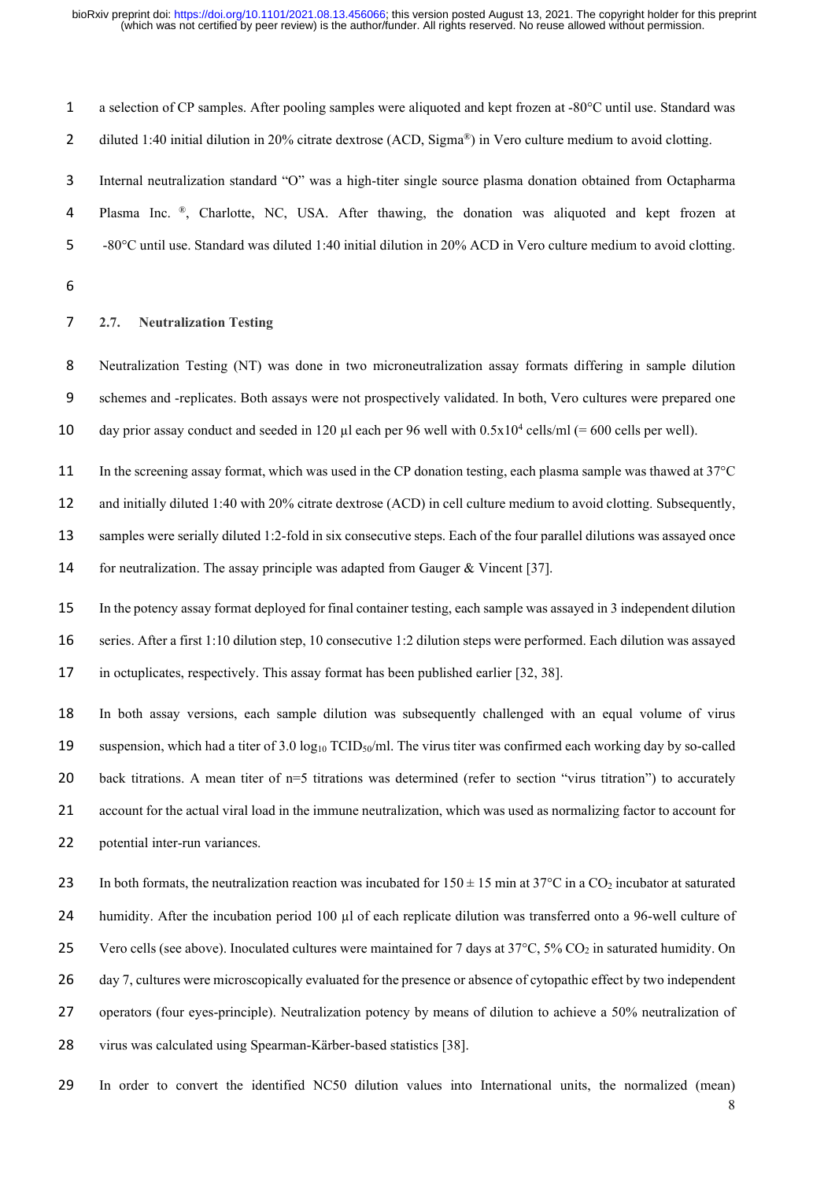a selection of CP samples. After pooling samples were aliquoted and kept frozen at -80°C until use. Standard was diluted 1:40 initial dilution in 20% citrate dextrose (ACD, Sigma®) in Vero culture medium to avoid clotting.

Internal neutralization standard "O" was a high-titer single source plasma donation obtained from Octapharma Plasma Inc. ®, Charlotte, NC, USA. After thawing, the donation was aliquoted and kept frozen at -80°C until use. Standard was diluted 1:40 initial dilution in 20% ACD in Vero culture medium to avoid clotting.

### 2.7. Neutralization Testing

Neutralization Testing (NT) was done in two microneutralization assay formats differing in sample dilution schemes and -replicates. Both assays were not prospectively validated. In both, Vero cultures were prepared one day prior assay conduct and seeded in 120 µl each per 96 well with $0.5 \times 10^4$ cells/ml (= 600 cells per well).

In the screening assay format, which was used in the CP donation testing, each plasma sample was thawed at 37°C and initially diluted 1:40 with 20% citrate dextrose (ACD) in cell culture medium to avoid clotting. Subsequently, samples were serially diluted 1:2-fold in six consecutive steps. Each of the four parallel dilutions was assayed once for neutralization. The assay principle was adapted from Gauger & Vincent [37].

In the potency assay format deployed for final container testing, each sample was assayed in 3 independent dilution series. After a first 1:10 dilution step, 10 consecutive 1:2 dilution steps were performed. Each dilution was assayed in octuplicates, respectively. This assay format has been published earlier [32, 38].

In both assay versions, each sample dilution was subsequently challenged with an equal volume of virus suspension, which had a titer of 3.0 $\log_{10}$ $TCID_{50}$/ml. The virus titer was confirmed each working day by so-called back titrations. A mean titer of n=5 titrations was determined (refer to section "virus titration") to accurately account for the actual viral load in the immune neutralization, which was used as normalizing factor to account for potential inter-run variances.

In both formats, the neutralization reaction was incubated for $150 \pm 15$ min at 37°C in a $CO_2$ incubator at saturated humidity. After the incubation period 100 µl of each replicate dilution was transferred onto a 96-well culture of Vero cells (see above). Inoculated cultures were maintained for 7 days at 37°C, 5% $CO_2$ in saturated humidity. On day 7, cultures were microscopically evaluated for the presence or absence of cytopathic effect by two independent operators (four eyes-principle). Neutralization potency by means of dilution to achieve a 50% neutralization of virus was calculated using Spearman-Kärber-based statistics [38].

In order to convert the identified NC50 dilution values into International units, the normalized (mean)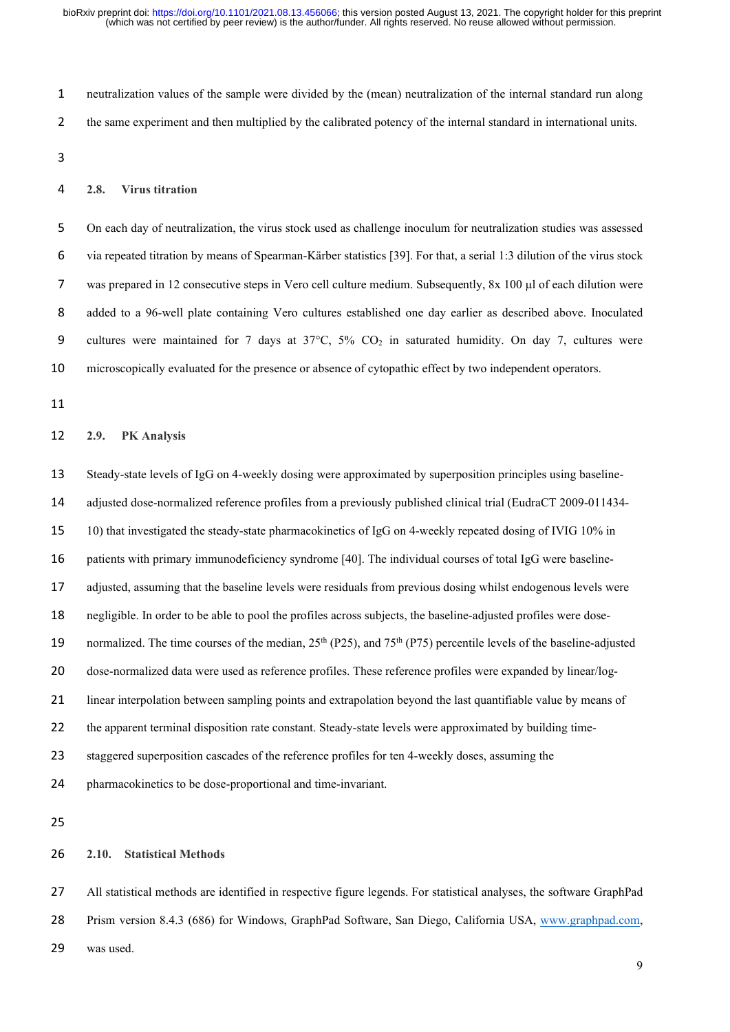neutralization values of the sample were divided by the (mean) neutralization of the internal standard run along the same experiment and then multiplied by the calibrated potency of the internal standard in international units.

### 2.8. Virus titration

On each day of neutralization, the virus stock used as challenge inoculum for neutralization studies was assessed via repeated titration by means of Spearman-Kärber statistics [39]. For that, a serial 1:3 dilution of the virus stock was prepared in 12 consecutive steps in Vero cell culture medium. Subsequently, 8x 100 µl of each dilution were added to a 96-well plate containing Vero cultures established one day earlier as described above. Inoculated cultures were maintained for 7 days at 37°C, 5% $CO_2$ in saturated humidity. On day 7, cultures were microscopically evaluated for the presence or absence of cytopathic effect by two independent operators.

### 2.9. PK Analysis

Steady-state levels of IgG on 4-weekly dosing were approximated by superposition principles using baseline-adjusted dose-normalized reference profiles from a previously published clinical trial (EudraCT 2009-011434-10) that investigated the steady-state pharmacokinetics of IgG on 4-weekly repeated dosing of IVIG 10% in patients with primary immunodeficiency syndrome [40]. The individual courses of total IgG were baseline-adjusted, assuming that the baseline levels were residuals from previous dosing whilst endogenous levels were negligible. In order to be able to pool the profiles across subjects, the baseline-adjusted profiles were dose-normalized. The time courses of the median, 25th (P25), and 75th (P75) percentile levels of the baseline-adjusted dose-normalized data were used as reference profiles. These reference profiles were expanded by linear/log-linear interpolation between sampling points and extrapolation beyond the last quantifiable value by means of the apparent terminal disposition rate constant. Steady-state levels were approximated by building time-staggered superposition cascades of the reference profiles for ten 4-weekly doses, assuming the pharmacokinetics to be dose-proportional and time-invariant.

### 2.10. Statistical Methods

All statistical methods are identified in respective figure legends. For statistical analyses, the software GraphPad Prism version 8.4.3 (686) for Windows, GraphPad Software, San Diego, California USA, [www.graphpad.com](www.graphpad.com), was used.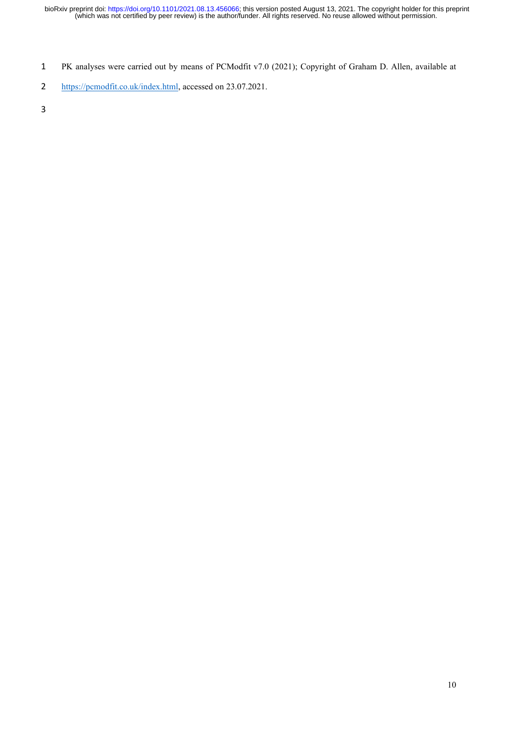PK analyses were carried out by means of PCModfit v7.0 (2021); Copyright of Graham D. Allen, available at https://pcmodfit.co.uk/index.html, accessed on 23.07.2021.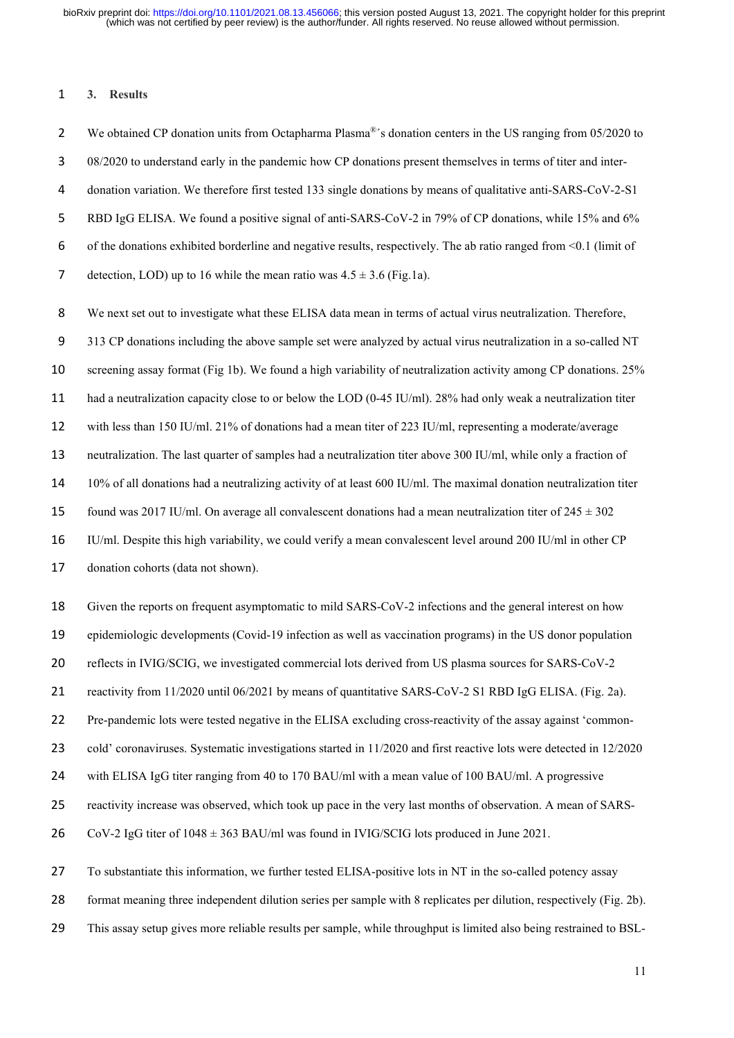## 3. Results

We obtained CP donation units from Octapharma Plasma®´s donation centers in the US ranging from 05/2020 to 08/2020 to understand early in the pandemic how CP donations present themselves in terms of titer and inter-donation variation. We therefore first tested 133 single donations by means of qualitative anti-SARS-CoV-2-S1 RBD IgG ELISA. We found a positive signal of anti-SARS-CoV-2 in 79% of CP donations, while 15% and 6% of the donations exhibited borderline and negative results, respectively. The ab ratio ranged from <0.1 (limit of detection, LOD) up to 16 while the mean ratio was $4.5 \pm 3.6$ (Fig.1a).

We next set out to investigate what these ELISA data mean in terms of actual virus neutralization. Therefore, 313 CP donations including the above sample set were analyzed by actual virus neutralization in a so-called NT screening assay format (Fig 1b). We found a high variability of neutralization activity among CP donations. 25% had a neutralization capacity close to or below the LOD (0-45 IU/ml). 28% had only weak a neutralization titer with less than 150 IU/ml. 21% of donations had a mean titer of 223 IU/ml, representing a moderate/average neutralization. The last quarter of samples had a neutralization titer above 300 IU/ml, while only a fraction of 10% of all donations had a neutralizing activity of at least 600 IU/ml. The maximal donation neutralization titer found was 2017 IU/ml. On average all convalescent donations had a mean neutralization titer of $245 \pm 302$ IU/ml. Despite this high variability, we could verify a mean convalescent level around 200 IU/ml in other CP donation cohorts (data not shown).

Given the reports on frequent asymptomatic to mild SARS-CoV-2 infections and the general interest on how epidemiologic developments (Covid-19 infection as well as vaccination programs) in the US donor population reflects in IVIG/SCIG, we investigated commercial lots derived from US plasma sources for SARS-CoV-2 reactivity from 11/2020 until 06/2021 by means of quantitative SARS-CoV-2 S1 RBD IgG ELISA. (Fig. 2a). Pre-pandemic lots were tested negative in the ELISA excluding cross-reactivity of the assay against 'common-cold' coronaviruses. Systematic investigations started in 11/2020 and first reactive lots were detected in 12/2020 with ELISA IgG titer ranging from 40 to 170 BAU/ml with a mean value of 100 BAU/ml. A progressive reactivity increase was observed, which took up pace in the very last months of observation. A mean of SARS-CoV-2 IgG titer of $1048 \pm 363$ BAU/ml was found in IVIG/SCIG lots produced in June 2021.

To substantiate this information, we further tested ELISA-positive lots in NT in the so-called potency assay format meaning three independent dilution series per sample with 8 replicates per dilution, respectively (Fig. 2b). This assay setup gives more reliable results per sample, while throughput is limited also being restrained to BSL-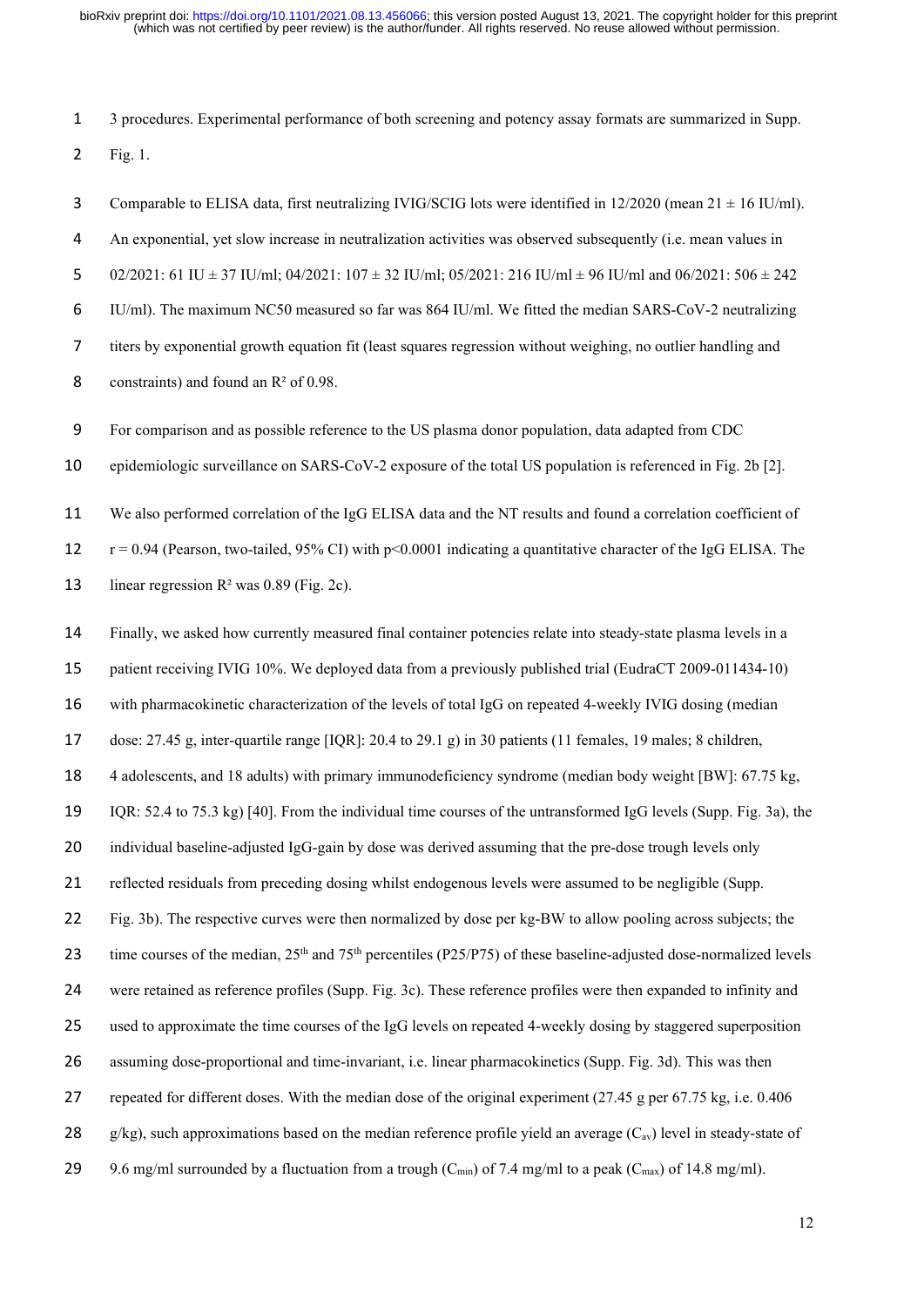3 procedures. Experimental performance of both screening and potency assay formats are summarized in Supp. Fig. 1.

Comparable to ELISA data, first neutralizing IVIG/SCIG lots were identified in 12/2020 (mean 21 ± 16 IU/ml). An exponential, yet slow increase in neutralization activities was observed subsequently (i.e. mean values in 02/2021: 61 IU ± 37 IU/ml; 04/2021: 107 ± 32 IU/ml; 05/2021: 216 IU/ml ± 96 IU/ml and 06/2021: 506 ± 242 IU/ml). The maximum NC50 measured so far was 864 IU/ml. We fitted the median SARS-CoV-2 neutralizing titers by exponential growth equation fit (least squares regression without weighing, no outlier handling and constraints) and found an $R^2$ of 0.98.

For comparison and as possible reference to the US plasma donor population, data adapted from CDC epidemiologic surveillance on SARS-CoV-2 exposure of the total US population is referenced in Fig. 2b [2].

We also performed correlation of the IgG ELISA data and the NT results and found a correlation coefficient of $r = 0.94$ (Pearson, two-tailed, 95% CI) with $p<0.0001$ indicating a quantitative character of the IgG ELISA. The linear regression $R^2$ was 0.89 (Fig. 2c).

Finally, we asked how currently measured final container potencies relate into steady-state plasma levels in a patient receiving IVIG 10%. We deployed data from a previously published trial (EudraCT 2009-011434-10) with pharmacokinetic characterization of the levels of total IgG on repeated 4-weekly IVIG dosing (median dose: 27.45 g, inter-quartile range [IQR]: 20.4 to 29.1 g) in 30 patients (11 females, 19 males; 8 children, 4 adolescents, and 18 adults) with primary immunodeficiency syndrome (median body weight [BW]: 67.75 kg, IQR: 52.4 to 75.3 kg) [40]. From the individual time courses of the untransformed IgG levels (Supp. Fig. 3a), the individual baseline-adjusted IgG-gain by dose was derived assuming that the pre-dose trough levels only reflected residuals from preceding dosing whilst endogenous levels were assumed to be negligible (Supp. Fig. 3b). The respective curves were then normalized by dose per kg-BW to allow pooling across subjects; the time courses of the median, 25th and 75th percentiles (P25/P75) of these baseline-adjusted dose-normalized levels were retained as reference profiles (Supp. Fig. 3c). These reference profiles were then expanded to infinity and used to approximate the time courses of the IgG levels on repeated 4-weekly dosing by staggered superposition assuming dose-proportional and time-invariant, i.e. linear pharmacokinetics (Supp. Fig. 3d). This was then repeated for different doses. With the median dose of the original experiment (27.45 g per 67.75 kg, i.e. 0.406 g/kg), such approximations based on the median reference profile yield an average ($C_{av}$) level in steady-state of 9.6 mg/ml surrounded by a fluctuation from a trough ($C_{min}$) of 7.4 mg/ml to a peak ($C_{max}$) of 14.8 mg/ml).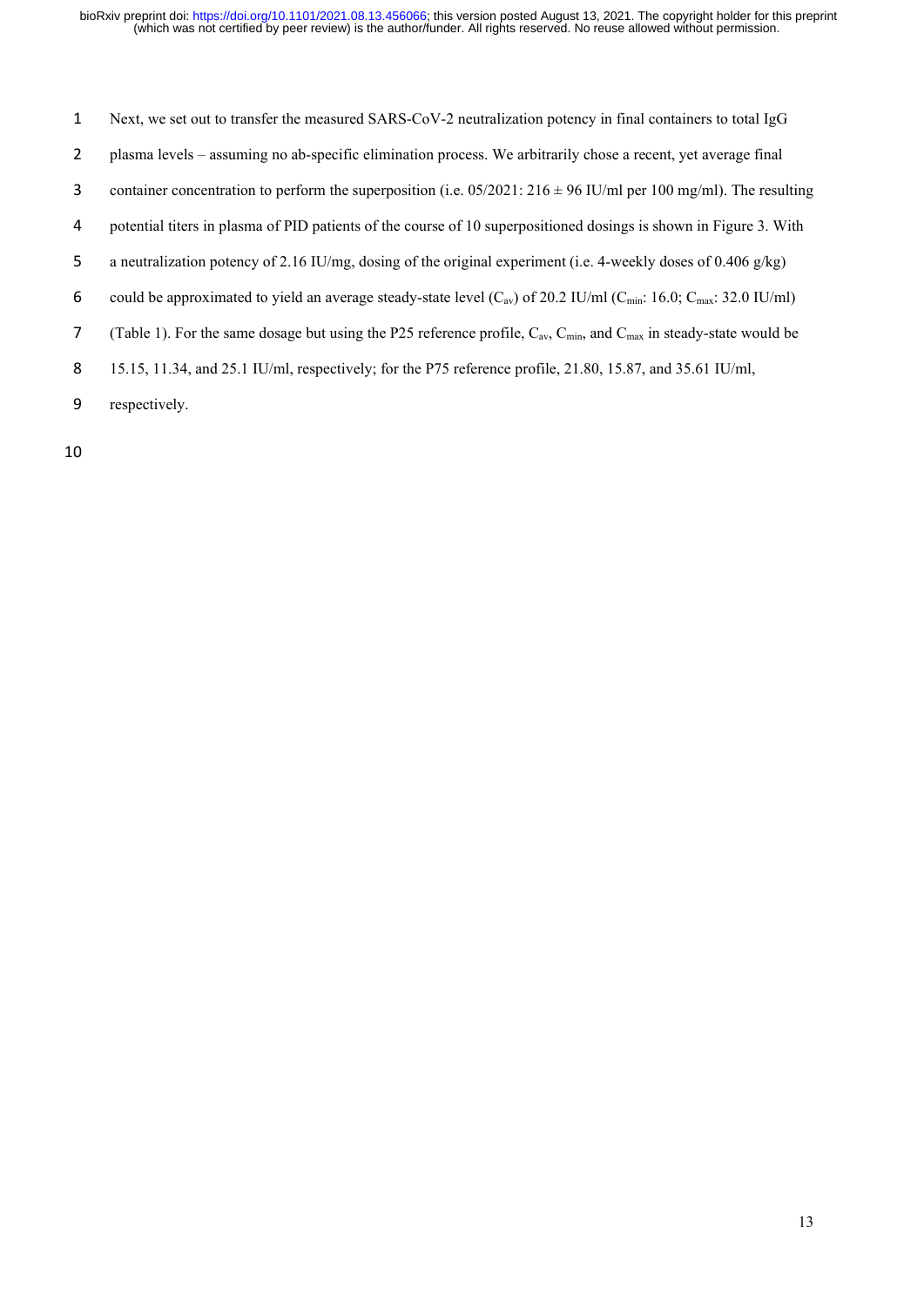Next, we set out to transfer the measured SARS-CoV-2 neutralization potency in final containers to total IgG plasma levels – assuming no ab-specific elimination process. We arbitrarily chose a recent, yet average final container concentration to perform the superposition (i.e. 05/2021: 216 ± 96 IU/ml per 100 mg/ml). The resulting potential titers in plasma of PID patients of the course of 10 superpositioned dosings is shown in Figure 3. With a neutralization potency of 2.16 IU/mg, dosing of the original experiment (i.e. 4-weekly doses of 0.406 g/kg) could be approximated to yield an average steady-state level ($C_{av}$) of 20.2 IU/ml ($C_{min}$: 16.0; $C_{max}$: 32.0 IU/ml) (Table 1). For the same dosage but using the P25 reference profile, $C_{av}$, $C_{min}$, and $C_{max}$ in steady-state would be 15.15, 11.34, and 25.1 IU/ml, respectively; for the P75 reference profile, 21.80, 15.87, and 35.61 IU/ml, respectively.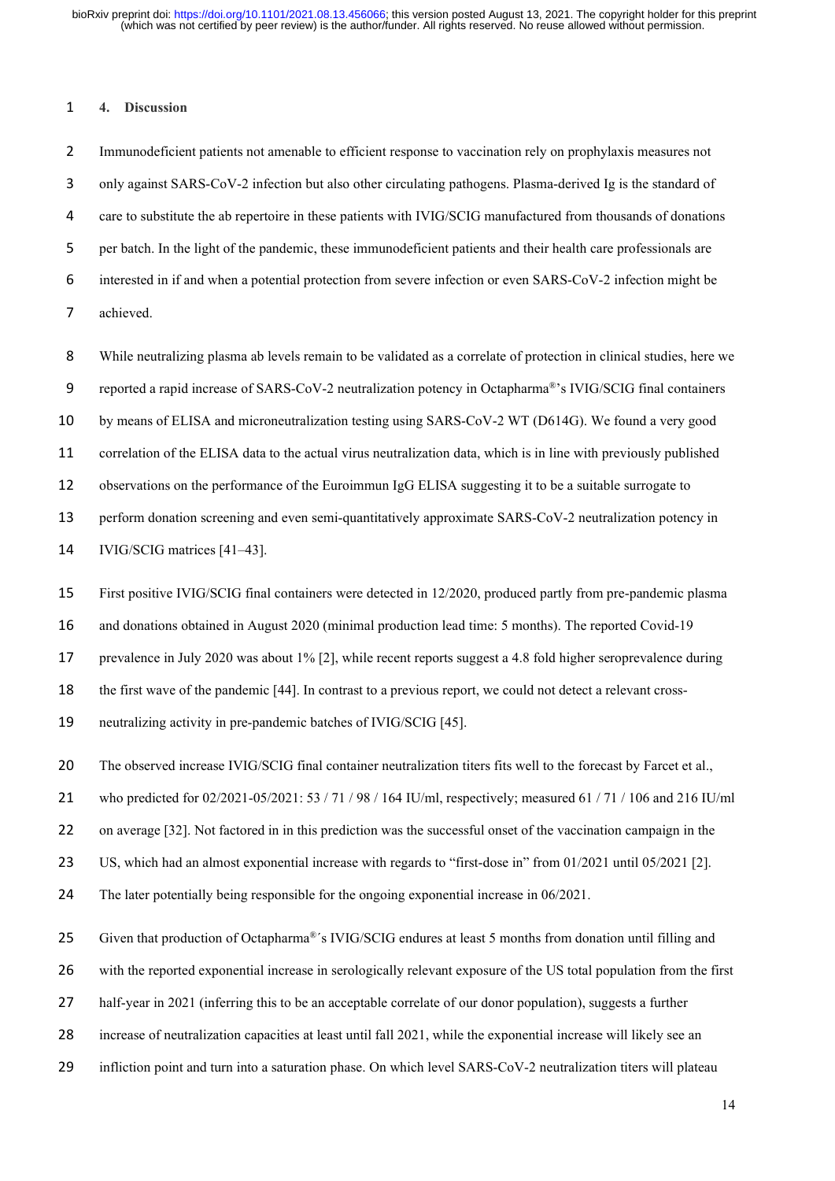## 4. Discussion

Immunodeficient patients not amenable to efficient response to vaccination rely on prophylaxis measures not only against SARS-CoV-2 infection but also other circulating pathogens. Plasma-derived Ig is the standard of care to substitute the ab repertoire in these patients with IVIG/SCIG manufactured from thousands of donations per batch. In the light of the pandemic, these immunodeficient patients and their health care professionals are interested in if and when a potential protection from severe infection or even SARS-CoV-2 infection might be achieved.

While neutralizing plasma ab levels remain to be validated as a correlate of protection in clinical studies, here we reported a rapid increase of SARS-CoV-2 neutralization potency in Octapharma®'s IVIG/SCIG final containers by means of ELISA and microneutralization testing using SARS-CoV-2 WT (D614G). We found a very good correlation of the ELISA data to the actual virus neutralization data, which is in line with previously published observations on the performance of the Euroimmun IgG ELISA suggesting it to be a suitable surrogate to perform donation screening and even semi-quantitatively approximate SARS-CoV-2 neutralization potency in IVIG/SCIG matrices [41–43].

First positive IVIG/SCIG final containers were detected in 12/2020, produced partly from pre-pandemic plasma and donations obtained in August 2020 (minimal production lead time: 5 months). The reported Covid-19 prevalence in July 2020 was about 1% [2], while recent reports suggest a 4.8 fold higher seroprevalence during the first wave of the pandemic [44]. In contrast to a previous report, we could not detect a relevant cross-neutralizing activity in pre-pandemic batches of IVIG/SCIG [45].

The observed increase IVIG/SCIG final container neutralization titers fits well to the forecast by Farcet et al., who predicted for 02/2021-05/2021: 53 / 71 / 98 / 164 IU/ml, respectively; measured 61 / 71 / 106 and 216 IU/ml on average [32]. Not factored in in this prediction was the successful onset of the vaccination campaign in the US, which had an almost exponential increase with regards to "first-dose in" from 01/2021 until 05/2021 [2]. The later potentially being responsible for the ongoing exponential increase in 06/2021.

Given that production of Octapharma®´s IVIG/SCIG endures at least 5 months from donation until filling and with the reported exponential increase in serologically relevant exposure of the US total population from the first half-year in 2021 (inferring this to be an acceptable correlate of our donor population), suggests a further increase of neutralization capacities at least until fall 2021, while the exponential increase will likely see an infliction point and turn into a saturation phase. On which level SARS-CoV-2 neutralization titers will plateau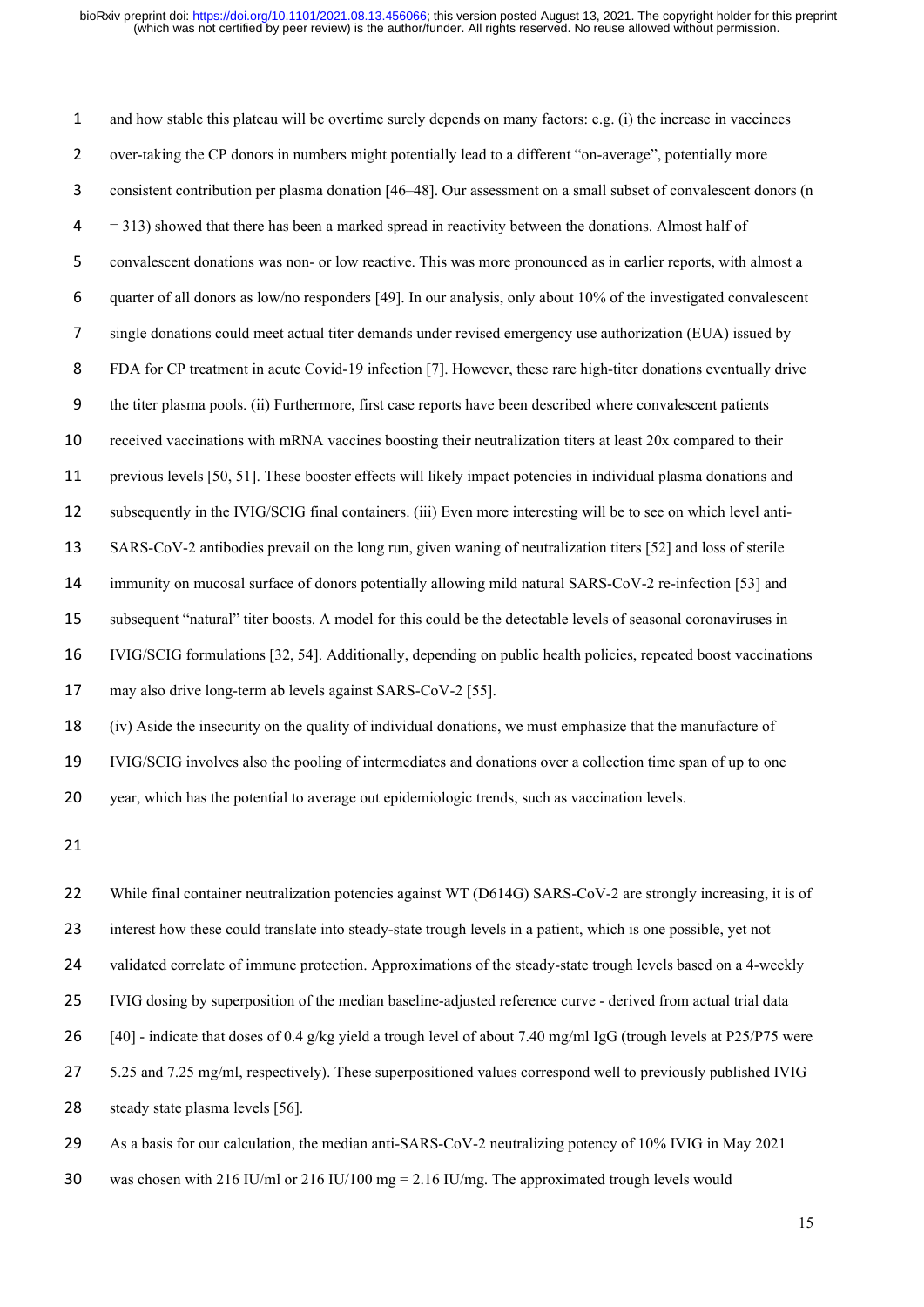and how stable this plateau will be overtime surely depends on many factors: e.g. (i) the increase in vaccinees over-taking the CP donors in numbers might potentially lead to a different "on-average", potentially more consistent contribution per plasma donation [46–48]. Our assessment on a small subset of convalescent donors (n = 313) showed that there has been a marked spread in reactivity between the donations. Almost half of convalescent donations was non- or low reactive. This was more pronounced as in earlier reports, with almost a quarter of all donors as low/no responders [49]. In our analysis, only about 10% of the investigated convalescent single donations could meet actual titer demands under revised emergency use authorization (EUA) issued by FDA for CP treatment in acute Covid-19 infection [7]. However, these rare high-titer donations eventually drive the titer plasma pools. (ii) Furthermore, first case reports have been described where convalescent patients received vaccinations with mRNA vaccines boosting their neutralization titers at least 20x compared to their previous levels [50, 51]. These booster effects will likely impact potencies in individual plasma donations and subsequently in the IVIG/SCIG final containers. (iii) Even more interesting will be to see on which level anti-SARS-CoV-2 antibodies prevail on the long run, given waning of neutralization titers [52] and loss of sterile immunity on mucosal surface of donors potentially allowing mild natural SARS-CoV-2 re-infection [53] and subsequent "natural" titer boosts. A model for this could be the detectable levels of seasonal coronaviruses in IVIG/SCIG formulations [32, 54]. Additionally, depending on public health policies, repeated boost vaccinations may also drive long-term ab levels against SARS-CoV-2 [55].

(iv) Aside the insecurity on the quality of individual donations, we must emphasize that the manufacture of IVIG/SCIG involves also the pooling of intermediates and donations over a collection time span of up to one year, which has the potential to average out epidemiologic trends, such as vaccination levels.

While final container neutralization potencies against WT (D614G) SARS-CoV-2 are strongly increasing, it is of interest how these could translate into steady-state trough levels in a patient, which is one possible, yet not validated correlate of immune protection. Approximations of the steady-state trough levels based on a 4-weekly IVIG dosing by superposition of the median baseline-adjusted reference curve - derived from actual trial data [40] - indicate that doses of 0.4 g/kg yield a trough level of about 7.40 mg/ml IgG (trough levels at P25/P75 were 5.25 and 7.25 mg/ml, respectively). These superpositioned values correspond well to previously published IVIG steady state plasma levels [56].

As a basis for our calculation, the median anti-SARS-CoV-2 neutralizing potency of 10% IVIG in May 2021 was chosen with 216 IU/ml or 216 IU/100 mg = 2.16 IU/mg. The approximated trough levels would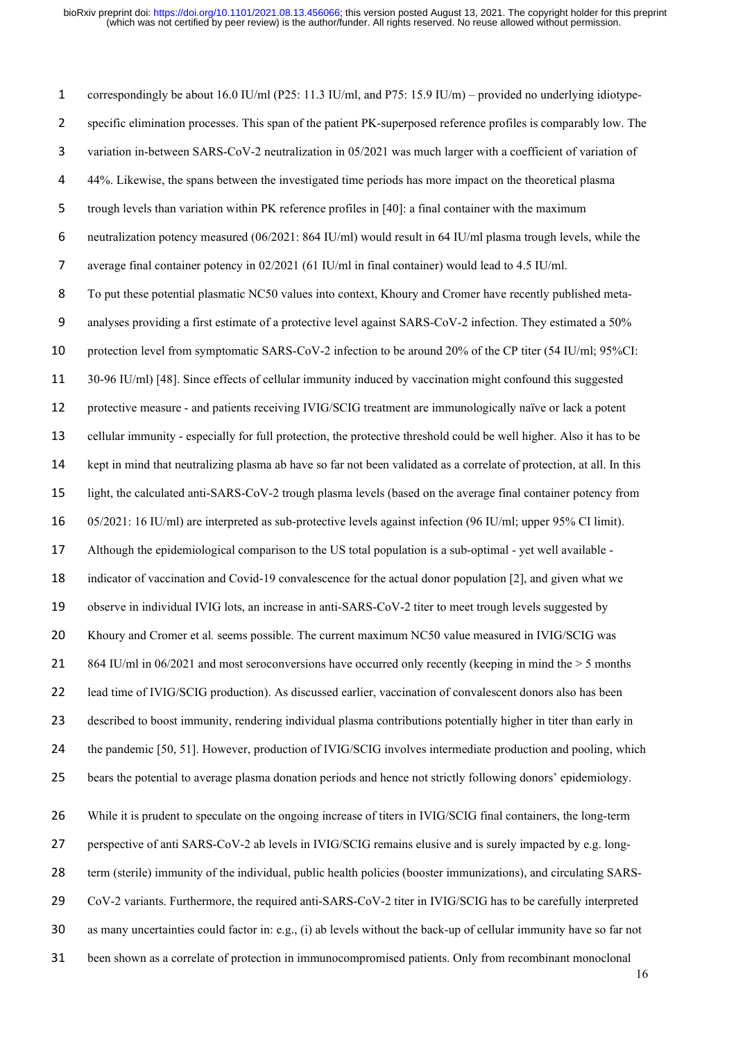correspondingly be about 16.0 IU/ml (P25: 11.3 IU/ml, and P75: 15.9 IU/m) – provided no underlying idiotype-specific elimination processes. This span of the patient PK-superposed reference profiles is comparably low. The variation in-between SARS-CoV-2 neutralization in 05/2021 was much larger with a coefficient of variation of 44%. Likewise, the spans between the investigated time periods has more impact on the theoretical plasma trough levels than variation within PK reference profiles in [40]: a final container with the maximum neutralization potency measured (06/2021: 864 IU/ml) would result in 64 IU/ml plasma trough levels, while the average final container potency in 02/2021 (61 IU/ml in final container) would lead to 4.5 IU/ml.

To put these potential plasmatic NC50 values into context, Khoury and Cromer have recently published meta-analyses providing a first estimate of a protective level against SARS-CoV-2 infection. They estimated a 50% protection level from symptomatic SARS-CoV-2 infection to be around 20% of the CP titer (54 IU/ml; 95%CI: 30-96 IU/ml) [48]. Since effects of cellular immunity induced by vaccination might confound this suggested protective measure - and patients receiving IVIG/SCIG treatment are immunologically naïve or lack a potent cellular immunity - especially for full protection, the protective threshold could be well higher. Also it has to be kept in mind that neutralizing plasma ab have so far not been validated as a correlate of protection, at all. In this light, the calculated anti-SARS-CoV-2 trough plasma levels (based on the average final container potency from 05/2021: 16 IU/ml) are interpreted as sub-protective levels against infection (96 IU/ml; upper 95% CI limit). Although the epidemiological comparison to the US total population is a sub-optimal - yet well available - indicator of vaccination and Covid-19 convalescence for the actual donor population [2], and given what we observe in individual IVIG lots, an increase in anti-SARS-CoV-2 titer to meet trough levels suggested by Khoury and Cromer et al*.* seems possible. The current maximum NC50 value measured in IVIG/SCIG was 864 IU/ml in 06/2021 and most seroconversions have occurred only recently (keeping in mind the > 5 months lead time of IVIG/SCIG production). As discussed earlier, vaccination of convalescent donors also has been described to boost immunity, rendering individual plasma contributions potentially higher in titer than early in the pandemic [50, 51]. However, production of IVIG/SCIG involves intermediate production and pooling, which bears the potential to average plasma donation periods and hence not strictly following donors' epidemiology.

While it is prudent to speculate on the ongoing increase of titers in IVIG/SCIG final containers, the long-term perspective of anti SARS-CoV-2 ab levels in IVIG/SCIG remains elusive and is surely impacted by e.g. long-term (sterile) immunity of the individual, public health policies (booster immunizations), and circulating SARS-CoV-2 variants. Furthermore, the required anti-SARS-CoV-2 titer in IVIG/SCIG has to be carefully interpreted as many uncertainties could factor in: e.g., (i) ab levels without the back-up of cellular immunity have so far not been shown as a correlate of protection in immunocompromised patients. Only from recombinant monoclonal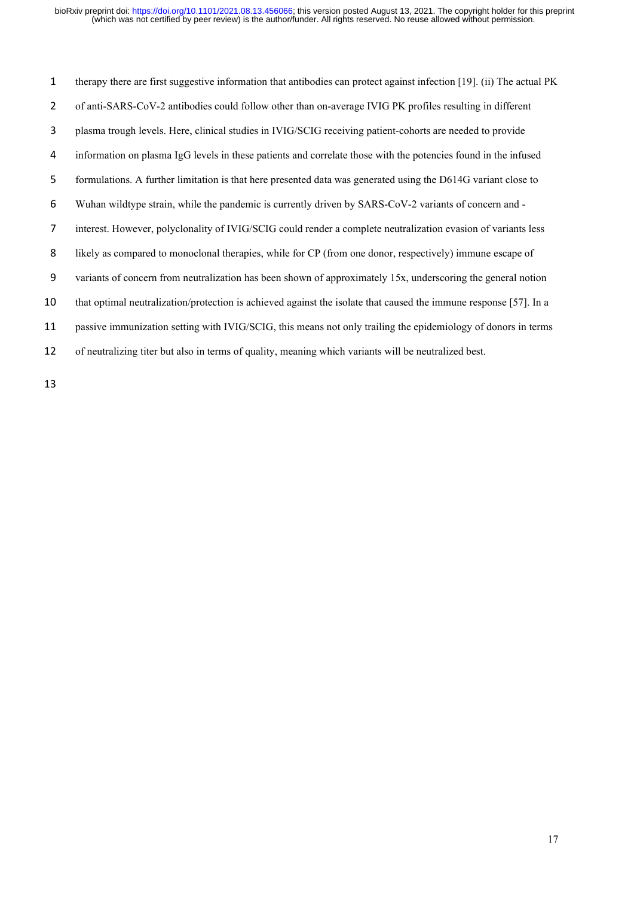therapy there are first suggestive information that antibodies can protect against infection [19]. (ii) The actual PK of anti-SARS-CoV-2 antibodies could follow other than on-average IVIG PK profiles resulting in different plasma trough levels. Here, clinical studies in IVIG/SCIG receiving patient-cohorts are needed to provide information on plasma IgG levels in these patients and correlate those with the potencies found in the infused formulations. A further limitation is that here presented data was generated using the D614G variant close to Wuhan wildtype strain, while the pandemic is currently driven by SARS-CoV-2 variants of concern and -interest. However, polyclonality of IVIG/SCIG could render a complete neutralization evasion of variants less likely as compared to monoclonal therapies, while for CP (from one donor, respectively) immune escape of variants of concern from neutralization has been shown of approximately 15x, underscoring the general notion that optimal neutralization/protection is achieved against the isolate that caused the immune response [57]. In a passive immunization setting with IVIG/SCIG, this means not only trailing the epidemiology of donors in terms of neutralizing titer but also in terms of quality, meaning which variants will be neutralized best.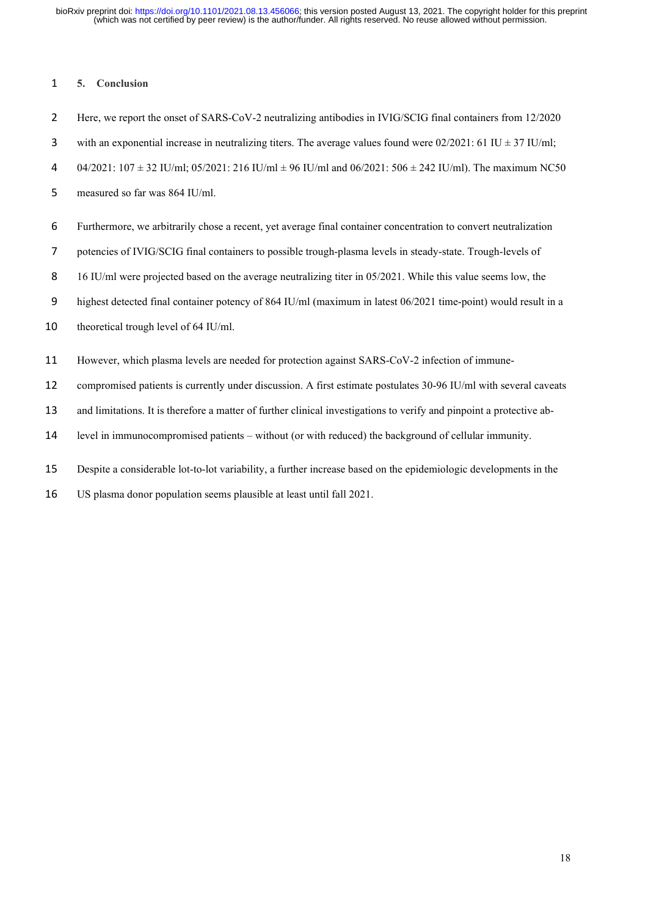## 5. Conclusion

Here, we report the onset of SARS-CoV-2 neutralizing antibodies in IVIG/SCIG final containers from 12/2020 with an exponential increase in neutralizing titers. The average values found were 02/2021: 61 IU ± 37 IU/ml; 04/2021: 107 ± 32 IU/ml; 05/2021: 216 IU/ml ± 96 IU/ml and 06/2021: 506 ± 242 IU/ml). The maximum NC50 measured so far was 864 IU/ml.

Furthermore, we arbitrarily chose a recent, yet average final container concentration to convert neutralization potencies of IVIG/SCIG final containers to possible trough-plasma levels in steady-state. Trough-levels of 16 IU/ml were projected based on the average neutralizing titer in 05/2021. While this value seems low, the highest detected final container potency of 864 IU/ml (maximum in latest 06/2021 time-point) would result in a theoretical trough level of 64 IU/ml.

However, which plasma levels are needed for protection against SARS-CoV-2 infection of immune-compromised patients is currently under discussion. A first estimate postulates 30-96 IU/ml with several caveats and limitations. It is therefore a matter of further clinical investigations to verify and pinpoint a protective ab-level in immunocompromised patients – without (or with reduced) the background of cellular immunity.

Despite a considerable lot-to-lot variability, a further increase based on the epidemiologic developments in the US plasma donor population seems plausible at least until fall 2021.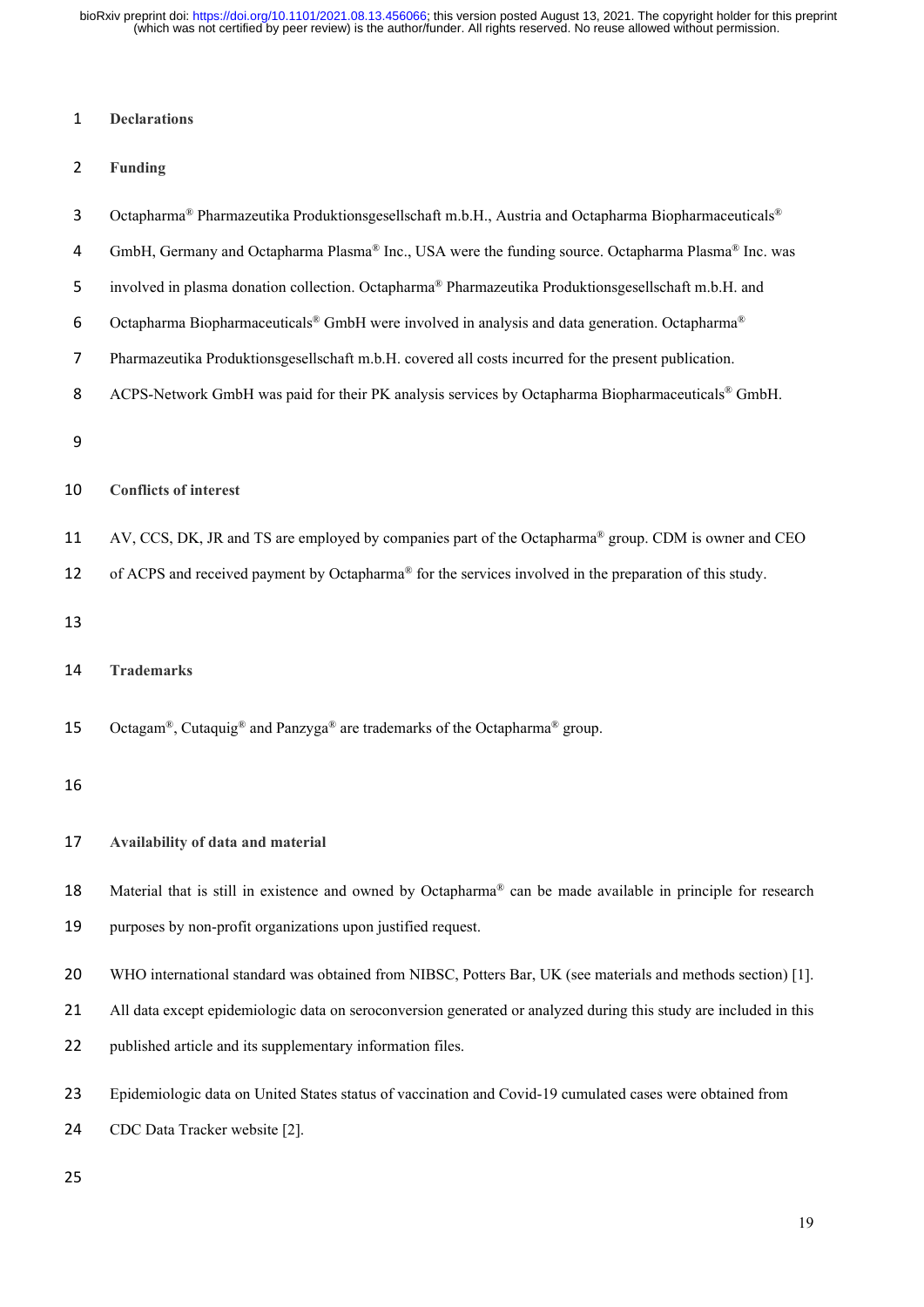## Declarations

### Funding

Octapharma® Pharmazeutika Produktionsgesellschaft m.b.H., Austria and Octapharma Biopharmaceuticals® GmbH, Germany and Octapharma Plasma® Inc., USA were the funding source. Octapharma Plasma® Inc. was involved in plasma donation collection. Octapharma® Pharmazeutika Produktionsgesellschaft m.b.H. and Octapharma Biopharmaceuticals® GmbH were involved in analysis and data generation. Octapharma® Pharmazeutika Produktionsgesellschaft m.b.H. covered all costs incurred for the present publication. ACPS-Network GmbH was paid for their PK analysis services by Octapharma Biopharmaceuticals® GmbH.

### Conflicts of interest

AV, CCS, DK, JR and TS are employed by companies part of the Octapharma® group. CDM is owner and CEO of ACPS and received payment by Octapharma® for the services involved in the preparation of this study.

### Trademarks

Octagam®, Cutaquig® and Panzyga® are trademarks of the Octapharma® group.

### Availability of data and material

Material that is still in existence and owned by Octapharma® can be made available in principle for research purposes by non-profit organizations upon justified request.

WHO international standard was obtained from NIBSC, Potters Bar, UK (see materials and methods section) [1]. All data except epidemiologic data on seroconversion generated or analyzed during this study are included in this published article and its supplementary information files.

Epidemiologic data on United States status of vaccination and Covid-19 cumulated cases were obtained from CDC Data Tracker website [2].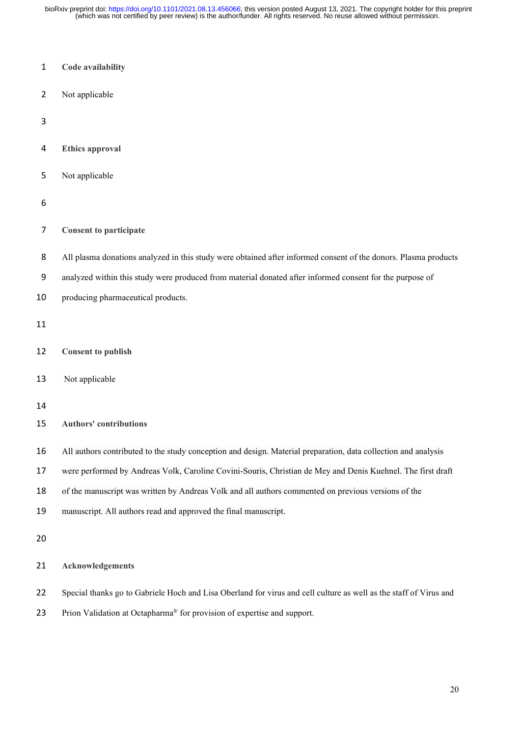## Code availability

Not applicable

## Ethics approval

Not applicable

## Consent to participate

All plasma donations analyzed in this study were obtained after informed consent of the donors. Plasma products analyzed within this study were produced from material donated after informed consent for the purpose of producing pharmaceutical products.

## Consent to publish

Not applicable

## Authors' contributions

All authors contributed to the study conception and design. Material preparation, data collection and analysis were performed by Andreas Volk, Caroline Covini-Souris, Christian de Mey and Denis Kuehnel. The first draft of the manuscript was written by Andreas Volk and all authors commented on previous versions of the manuscript. All authors read and approved the final manuscript.

## Acknowledgements

Special thanks go to Gabriele Hoch and Lisa Oberland for virus and cell culture as well as the staff of Virus and Prion Validation at Octapharma® for provision of expertise and support.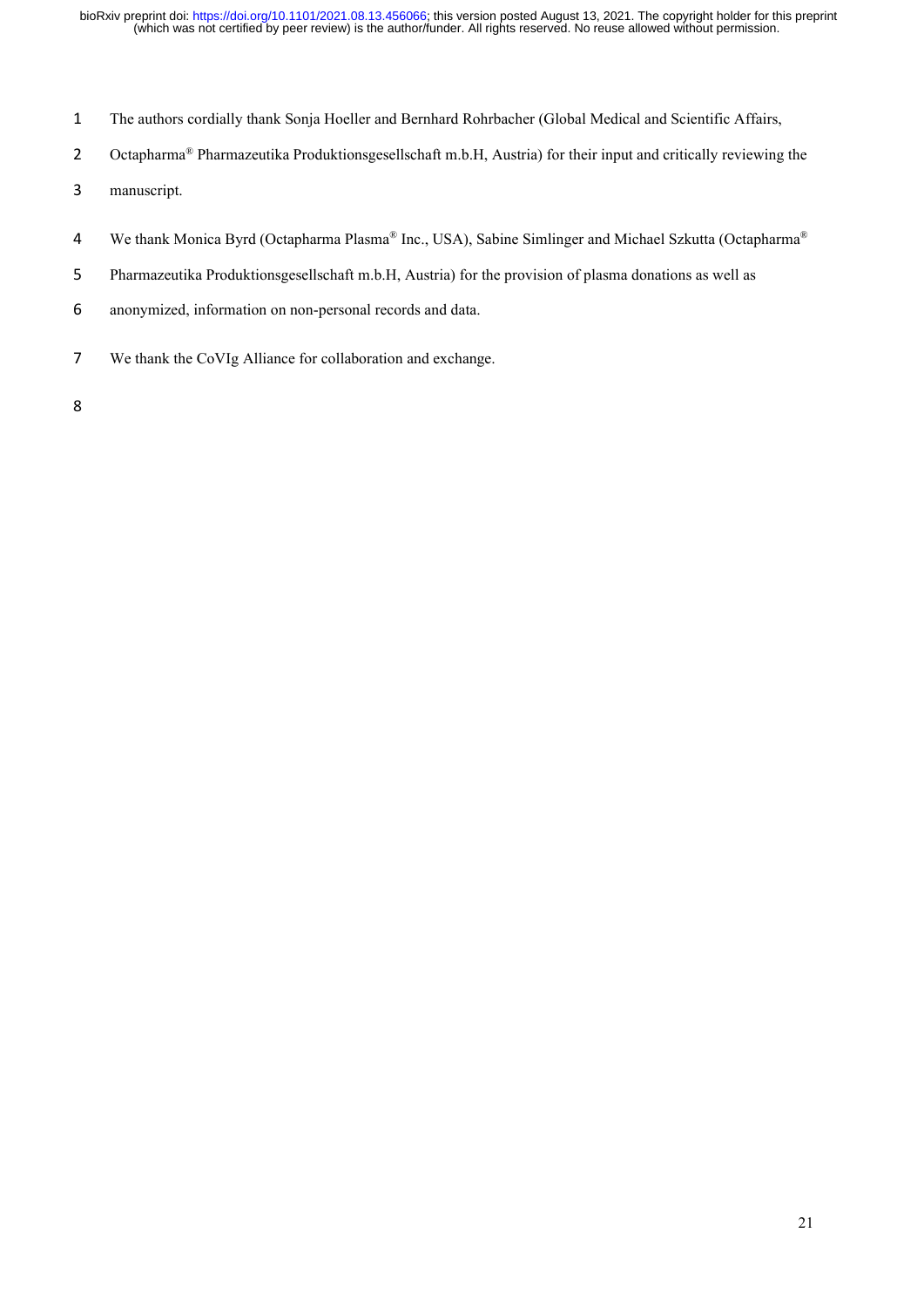The authors cordially thank Sonja Hoeller and Bernhard Rohrbacher (Global Medical and Scientific Affairs, Octapharma® Pharmazeutika Produktionsgesellschaft m.b.H, Austria) for their input and critically reviewing the manuscript.

We thank Monica Byrd (Octapharma Plasma® Inc., USA), Sabine Simlinger and Michael Szkutta (Octapharma® Pharmazeutika Produktionsgesellschaft m.b.H, Austria) for the provision of plasma donations as well as anonymized, information on non-personal records and data.

We thank the CoVIg Alliance for collaboration and exchange.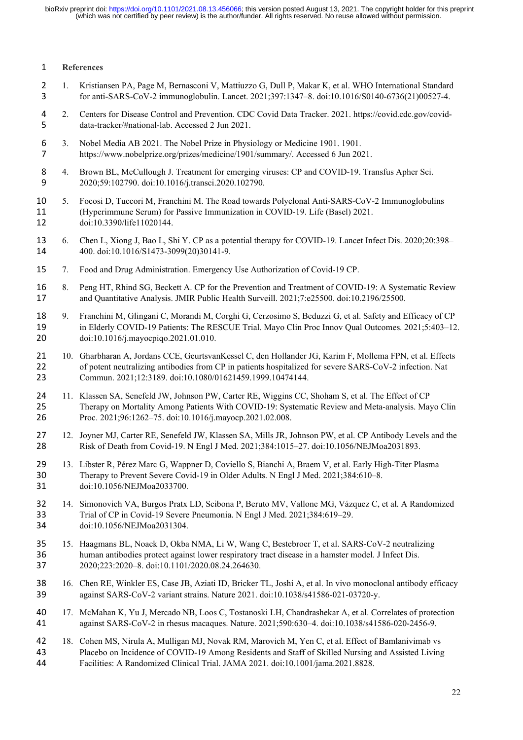## References

1. Kristiansen PA, Page M, Bernasconi V, Mattiuzzo G, Dull P, Makar K, et al. WHO International Standard for anti-SARS-CoV-2 immunoglobulin. Lancet. 2021;397:1347–8. doi:10.1016/S0140-6736(21)00527-4.
2. Centers for Disease Control and Prevention. CDC Covid Data Tracker. 2021. https://covid.cdc.gov/covid-data-tracker/#national-lab. Accessed 2 Jun 2021.
3. Nobel Media AB 2021. The Nobel Prize in Physiology or Medicine 1901. 1901. https://www.nobelprize.org/prizes/medicine/1901/summary/. Accessed 6 Jun 2021.
4. Brown BL, McCullough J. Treatment for emerging viruses: CP and COVID-19. Transfus Apher Sci. 2020;59:102790. doi:10.1016/j.transci.2020.102790.
5. Focosi D, Tuccori M, Franchini M. The Road towards Polyclonal Anti-SARS-CoV-2 Immunoglobulins (Hyperimmune Serum) for Passive Immunization in COVID-19. Life (Basel) 2021. doi:10.3390/life11020144.
6. Chen L, Xiong J, Bao L, Shi Y. CP as a potential therapy for COVID-19. Lancet Infect Dis. 2020;20:398–400. doi:10.1016/S1473-3099(20)30141-9.
7. Food and Drug Administration. Emergency Use Authorization of Covid-19 CP.
8. Peng HT, Rhind SG, Beckett A. CP for the Prevention and Treatment of COVID-19: A Systematic Review and Quantitative Analysis. JMIR Public Health Surveill. 2021;7:e25500. doi:10.2196/25500.
9. Franchini M, Glingani C, Morandi M, Corghi G, Cerzosimo S, Beduzzi G, et al. Safety and Efficacy of CP in Elderly COVID-19 Patients: The RESCUE Trial. Mayo Clin Proc Innov Qual Outcomes. 2021;5:403–12. doi:10.1016/j.mayocpiqo.2021.01.010.
10. Gharbharan A, Jordans CCE, GeurtsvanKessel C, den Hollander JG, Karim F, Mollema FPN, et al. Effects of potent neutralizing antibodies from CP in patients hospitalized for severe SARS-CoV-2 infection. Nat Commun. 2021;12:3189. doi:10.1080/01621459.1999.10474144.
11. Klassen SA, Senefeld JW, Johnson PW, Carter RE, Wiggins CC, Shoham S, et al. The Effect of CP Therapy on Mortality Among Patients With COVID-19: Systematic Review and Meta-analysis. Mayo Clin Proc. 2021;96:1262–75. doi:10.1016/j.mayocp.2021.02.008.
12. Joyner MJ, Carter RE, Senefeld JW, Klassen SA, Mills JR, Johnson PW, et al. CP Antibody Levels and the Risk of Death from Covid-19. N Engl J Med. 2021;384:1015–27. doi:10.1056/NEJMoa2031893.
13. Libster R, Pérez Marc G, Wappner D, Coviello S, Bianchi A, Braem V, et al. Early High-Titer Plasma Therapy to Prevent Severe Covid-19 in Older Adults. N Engl J Med. 2021;384:610–8. doi:10.1056/NEJMoa2033700.
14. Simonovich VA, Burgos Pratx LD, Scibona P, Beruto MV, Vallone MG, Vázquez C, et al. A Randomized Trial of CP in Covid-19 Severe Pneumonia. N Engl J Med. 2021;384:619–29. doi:10.1056/NEJMoa2031304.
15. Haagmans BL, Noack D, Okba NMA, Li W, Wang C, Bestebroer T, et al. SARS-CoV-2 neutralizing human antibodies protect against lower respiratory tract disease in a hamster model. J Infect Dis. 2020;223:2020–8. doi:10.1101/2020.08.24.264630.
16. Chen RE, Winkler ES, Case JB, Aziati ID, Bricker TL, Joshi A, et al. In vivo monoclonal antibody efficacy against SARS-CoV-2 variant strains. Nature 2021. doi:10.1038/s41586-021-03720-y.
17. McMahan K, Yu J, Mercado NB, Loos C, Tostanoski LH, Chandrashekar A, et al. Correlates of protection against SARS-CoV-2 in rhesus macaques. Nature. 2021;590:630–4. doi:10.1038/s41586-020-2456-9.
18. Cohen MS, Nirula A, Mulligan MJ, Novak RM, Marovich M, Yen C, et al. Effect of Bamlanivimab vs Placebo on Incidence of COVID-19 Among Residents and Staff of Skilled Nursing and Assisted Living Facilities: A Randomized Clinical Trial. JAMA 2021. doi:10.1001/jama.2021.8828.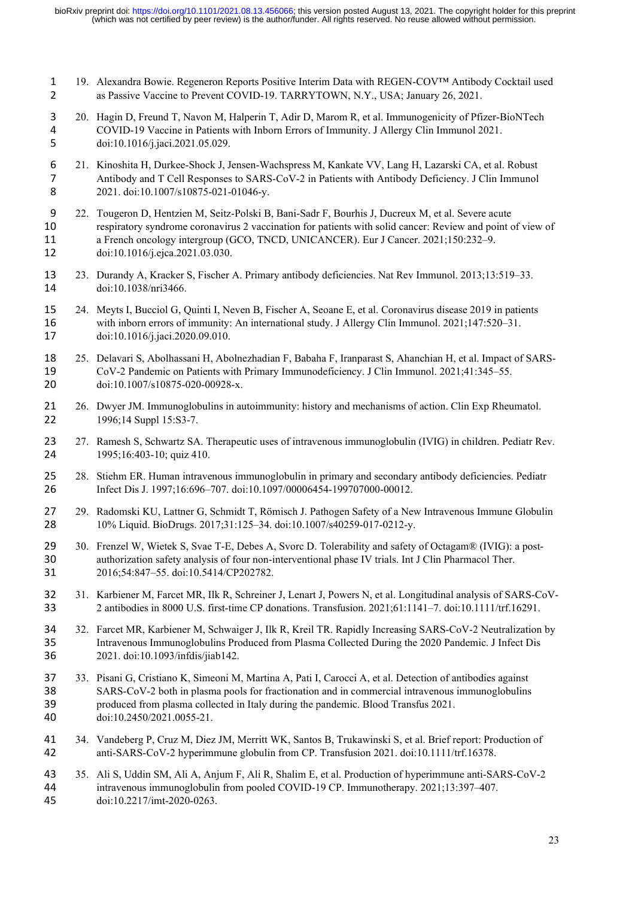19. Alexandra Bowie. Regeneron Reports Positive Interim Data with REGEN-COV™ Antibody Cocktail used as Passive Vaccine to Prevent COVID-19. TARRYTOWN, N.Y., USA; January 26, 2021.

20. Hagin D, Freund T, Navon M, Halperin T, Adir D, Marom R, et al. Immunogenicity of Pfizer-BioNTech COVID-19 Vaccine in Patients with Inborn Errors of Immunity. J Allergy Clin Immunol 2021. doi:10.1016/j.jaci.2021.05.029.

21. Kinoshita H, Durkee-Shock J, Jensen-Wachspress M, Kankate VV, Lang H, Lazarski CA, et al. Robust Antibody and T Cell Responses to SARS-CoV-2 in Patients with Antibody Deficiency. J Clin Immunol 2021. doi:10.1007/s10875-021-01046-y.

22. Tougeron D, Hentzien M, Seitz-Polski B, Bani-Sadr F, Bourhis J, Ducreux M, et al. Severe acute respiratory syndrome coronavirus 2 vaccination for patients with solid cancer: Review and point of view of a French oncology intergroup (GCO, TNCD, UNICANCER). Eur J Cancer. 2021;150:232–9. doi:10.1016/j.ejca.2021.03.030.

23. Durandy A, Kracker S, Fischer A. Primary antibody deficiencies. Nat Rev Immunol. 2013;13:519–33. doi:10.1038/nri3466.

24. Meyts I, Bucciol G, Quinti I, Neven B, Fischer A, Seoane E, et al. Coronavirus disease 2019 in patients with inborn errors of immunity: An international study. J Allergy Clin Immunol. 2021;147:520–31. doi:10.1016/j.jaci.2020.09.010.

25. Delavari S, Abolhassani H, Abolnezhadian F, Babaha F, Iranparast S, Ahanchian H, et al. Impact of SARS-CoV-2 Pandemic on Patients with Primary Immunodeficiency. J Clin Immunol. 2021;41:345–55. doi:10.1007/s10875-020-00928-x.

26. Dwyer JM. Immunoglobulins in autoimmunity: history and mechanisms of action. Clin Exp Rheumatol. 1996;14 Suppl 15:S3-7.

27. Ramesh S, Schwartz SA. Therapeutic uses of intravenous immunoglobulin (IVIG) in children. Pediatr Rev. 1995;16:403-10; quiz 410.

28. Stiehm ER. Human intravenous immunoglobulin in primary and secondary antibody deficiencies. Pediatr Infect Dis J. 1997;16:696–707. doi:10.1097/00006454-199707000-00012.

29. Radomski KU, Lattner G, Schmidt T, Römisch J. Pathogen Safety of a New Intravenous Immune Globulin 10% Liquid. BioDrugs. 2017;31:125–34. doi:10.1007/s40259-017-0212-y.

30. Frenzel W, Wietek S, Svae T-E, Debes A, Svorc D. Tolerability and safety of Octagam® (IVIG): a post-authorization safety analysis of four non-interventional phase IV trials. Int J Clin Pharmacol Ther. 2016;54:847–55. doi:10.5414/CP202782.

31. Karbiener M, Farcet MR, Ilk R, Schreiner J, Lenart J, Powers N, et al. Longitudinal analysis of SARS-CoV-2 antibodies in 8000 U.S. first-time CP donations. Transfusion. 2021;61:1141–7. doi:10.1111/trf.16291.

32. Farcet MR, Karbiener M, Schwaiger J, Ilk R, Kreil TR. Rapidly Increasing SARS-CoV-2 Neutralization by Intravenous Immunoglobulins Produced from Plasma Collected During the 2020 Pandemic. J Infect Dis 2021. doi:10.1093/infdis/jiab142.

33. Pisani G, Cristiano K, Simeoni M, Martina A, Pati I, Carocci A, et al. Detection of antibodies against SARS-CoV-2 both in plasma pools for fractionation and in commercial intravenous immunoglobulins produced from plasma collected in Italy during the pandemic. Blood Transfus 2021. doi:10.2450/2021.0055-21.

34. Vandeberg P, Cruz M, Diez JM, Merritt WK, Santos B, Trukawinski S, et al. Brief report: Production of anti-SARS-CoV-2 hyperimmune globulin from CP. Transfusion 2021. doi:10.1111/trf.16378.

35. Ali S, Uddin SM, Ali A, Anjum F, Ali R, Shalim E, et al. Production of hyperimmune anti-SARS-CoV-2 intravenous immunoglobulin from pooled COVID-19 CP. Immunotherapy. 2021;13:397–407. doi:10.2217/imt-2020-0263.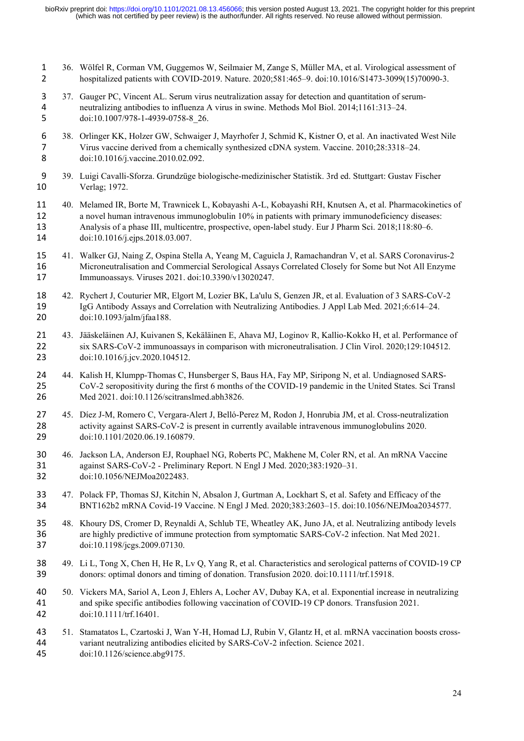36. Wölfel R, Corman VM, Guggemos W, Seilmaier M, Zange S, Müller MA, et al. Virological assessment of hospitalized patients with COVID-2019. Nature. 2020;581:465–9. doi:10.1016/S1473-3099(15)70090-3.

37. Gauger PC, Vincent AL. Serum virus neutralization assay for detection and quantitation of serum-neutralizing antibodies to influenza A virus in swine. Methods Mol Biol. 2014;1161:313–24. doi:10.1007/978-1-4939-0758-8_26.

38. Orlinger KK, Holzer GW, Schwaiger J, Mayrhofer J, Schmid K, Kistner O, et al. An inactivated West Nile Virus vaccine derived from a chemically synthesized cDNA system. Vaccine. 2010;28:3318–24. doi:10.1016/j.vaccine.2010.02.092.

39. Luigi Cavalli-Sforza. Grundzüge biologische-medizinischer Statistik. 3rd ed. Stuttgart: Gustav Fischer Verlag; 1972.

40. Melamed IR, Borte M, Trawnicek L, Kobayashi A-L, Kobayashi RH, Knutsen A, et al. Pharmacokinetics of a novel human intravenous immunoglobulin 10% in patients with primary immunodeficiency diseases: Analysis of a phase III, multicentre, prospective, open-label study. Eur J Pharm Sci. 2018;118:80–6. doi:10.1016/j.ejps.2018.03.007.

41. Walker GJ, Naing Z, Ospina Stella A, Yeang M, Caguicla J, Ramachandran V, et al. SARS Coronavirus-2 Microneutralisation and Commercial Serological Assays Correlated Closely for Some but Not All Enzyme Immunoassays. Viruses 2021. doi:10.3390/v13020247.

42. Rychert J, Couturier MR, Elgort M, Lozier BK, La'ulu S, Genzen JR, et al. Evaluation of 3 SARS-CoV-2 IgG Antibody Assays and Correlation with Neutralizing Antibodies. J Appl Lab Med. 2021;6:614–24. doi:10.1093/jalm/jfaa188.

43. Jääskeläinen AJ, Kuivanen S, Kekäläinen E, Ahava MJ, Loginov R, Kallio-Kokko H, et al. Performance of six SARS-CoV-2 immunoassays in comparison with microneutralisation. J Clin Virol. 2020;129:104512. doi:10.1016/j.jcv.2020.104512.

44. Kalish H, Klumpp-Thomas C, Hunsberger S, Baus HA, Fay MP, Siripong N, et al. Undiagnosed SARS-CoV-2 seropositivity during the first 6 months of the COVID-19 pandemic in the United States. Sci Transl Med 2021. doi:10.1126/scitranslmed.abh3826.

45. Díez J-M, Romero C, Vergara-Alert J, Belló-Perez M, Rodon J, Honrubia JM, et al. Cross-neutralization activity against SARS-CoV-2 is present in currently available intravenous immunoglobulins 2020. doi:10.1101/2020.06.19.160879.

46. Jackson LA, Anderson EJ, Rouphael NG, Roberts PC, Makhene M, Coler RN, et al. An mRNA Vaccine against SARS-CoV-2 - Preliminary Report. N Engl J Med. 2020;383:1920–31. doi:10.1056/NEJMoa2022483.

47. Polack FP, Thomas SJ, Kitchin N, Absalon J, Gurtman A, Lockhart S, et al. Safety and Efficacy of the BNT162b2 mRNA Covid-19 Vaccine. N Engl J Med. 2020;383:2603–15. doi:10.1056/NEJMoa2034577.

48. Khoury DS, Cromer D, Reynaldi A, Schlub TE, Wheatley AK, Juno JA, et al. Neutralizing antibody levels are highly predictive of immune protection from symptomatic SARS-CoV-2 infection. Nat Med 2021. doi:10.1198/jcgs.2009.07130.

49. Li L, Tong X, Chen H, He R, Lv Q, Yang R, et al. Characteristics and serological patterns of COVID-19 CP donors: optimal donors and timing of donation. Transfusion 2020. doi:10.1111/trf.15918.

50. Vickers MA, Sariol A, Leon J, Ehlers A, Locher AV, Dubay KA, et al. Exponential increase in neutralizing and spike specific antibodies following vaccination of COVID-19 CP donors. Transfusion 2021. doi:10.1111/trf.16401.

51. Stamatatos L, Czartoski J, Wan Y-H, Homad LJ, Rubin V, Glantz H, et al. mRNA vaccination boosts cross-variant neutralizing antibodies elicited by SARS-CoV-2 infection. Science 2021. doi:10.1126/science.abg9175.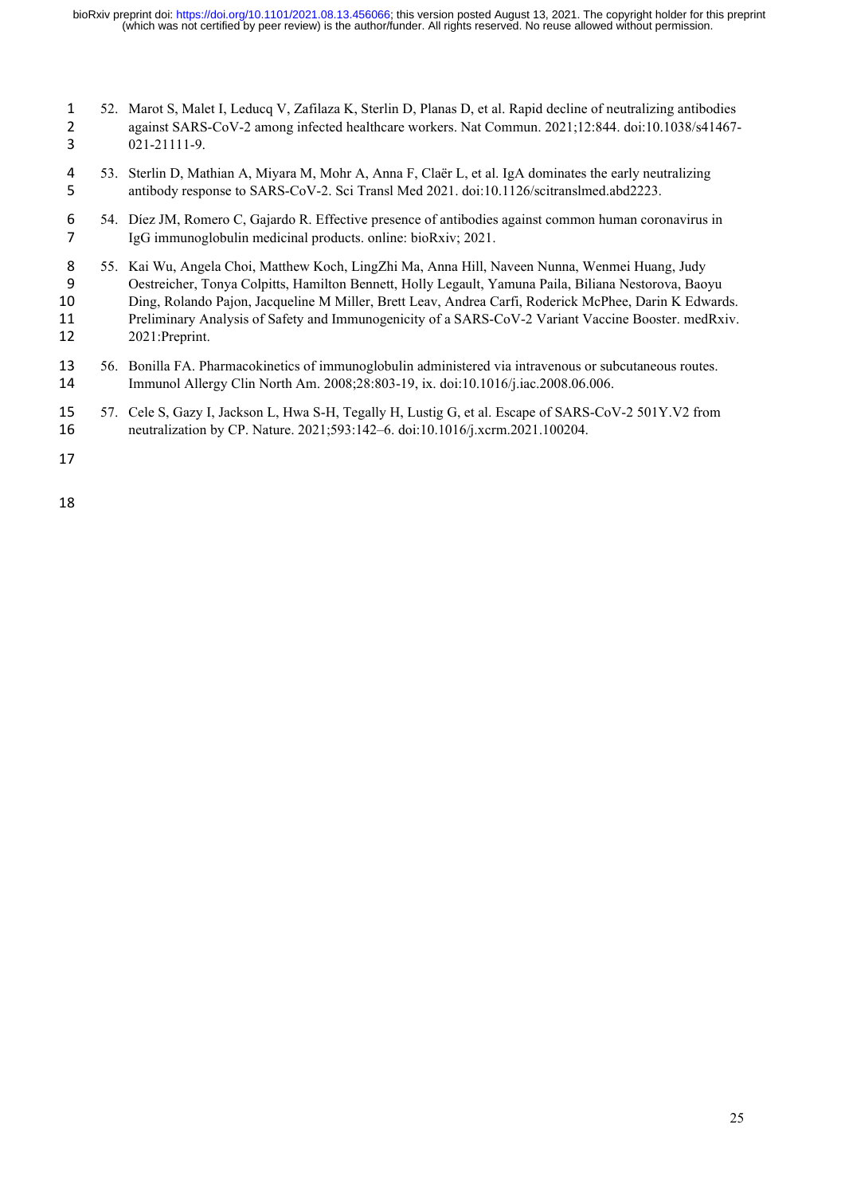52. Marot S, Malet I, Leducq V, Zafilaza K, Sterlin D, Planas D, et al. Rapid decline of neutralizing antibodies against SARS-CoV-2 among infected healthcare workers. Nat Commun. 2021;12:844. doi:10.1038/s41467-021-21111-9.

53. Sterlin D, Mathian A, Miyara M, Mohr A, Anna F, Claër L, et al. IgA dominates the early neutralizing antibody response to SARS-CoV-2. Sci Transl Med 2021. doi:10.1126/scitranslmed.abd2223.

54. Díez JM, Romero C, Gajardo R. Effective presence of antibodies against common human coronavirus in IgG immunoglobulin medicinal products. online: bioRxiv; 2021.

55. Kai Wu, Angela Choi, Matthew Koch, LingZhi Ma, Anna Hill, Naveen Nunna, Wenmei Huang, Judy Oestreicher, Tonya Colpitts, Hamilton Bennett, Holly Legault, Yamuna Paila, Biliana Nestorova, Baoyu Ding, Rolando Pajon, Jacqueline M Miller, Brett Leav, Andrea Carfi, Roderick McPhee, Darin K Edwards. Preliminary Analysis of Safety and Immunogenicity of a SARS-CoV-2 Variant Vaccine Booster. medRxiv. 2021:Preprint.

56. Bonilla FA. Pharmacokinetics of immunoglobulin administered via intravenous or subcutaneous routes. Immunol Allergy Clin North Am. 2008;28:803-19, ix. doi:10.1016/j.iac.2008.06.006.

57. Cele S, Gazy I, Jackson L, Hwa S-H, Tegally H, Lustig G, et al. Escape of SARS-CoV-2 501Y.V2 from neutralization by CP. Nature. 2021;593:142–6. doi:10.1016/j.xcrm.2021.100204.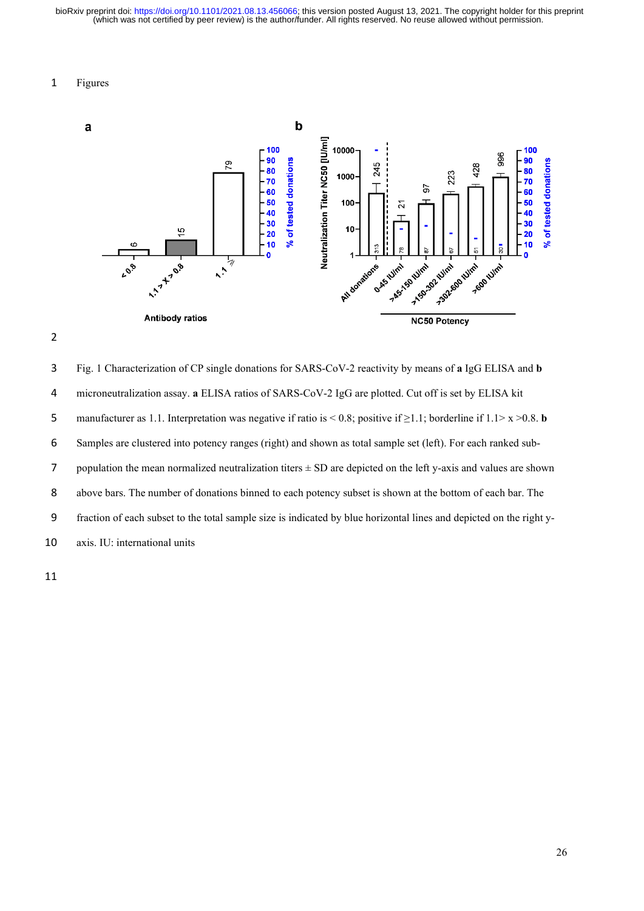Figures

Fig. 1 Characterization of CP single donations for SARS-CoV-2 reactivity by means of **a** IgG ELISA and **b** microneutralization assay. **a** ELISA ratios of SARS-CoV-2 IgG are plotted. Cut off is set by ELISA kit manufacturer as 1.1. Interpretation was negative if ratio is < 0.8; positive if ≥1.1; borderline if 1.1> x >0.8. **b** Samples are clustered into potency ranges (right) and shown as total sample set (left). For each ranked sub-population the mean normalized neutralization titers ± SD are depicted on the left y-axis and values are shown above bars. The number of donations binned to each potency subset is shown at the bottom of each bar. The fraction of each subset to the total sample size is indicated by blue horizontal lines and depicted on the right y-axis. IU: international units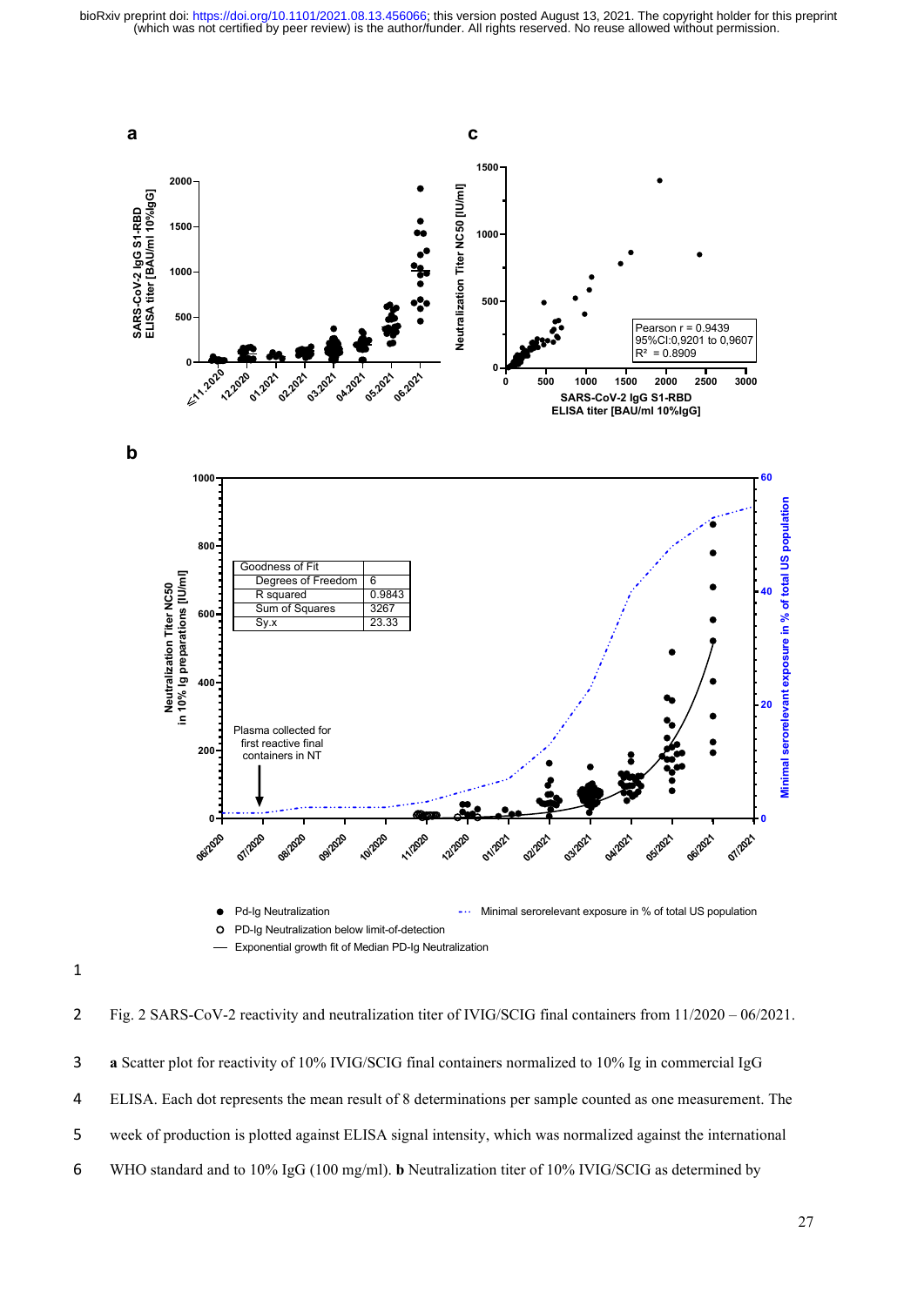Fig. 2 SARS-CoV-2 reactivity and neutralization titer of IVIG/SCIG final containers from 11/2020 – 06/2021.

**a** Scatter plot for reactivity of 10% IVIG/SCIG final containers normalized to 10% Ig in commercial IgG ELISA. Each dot represents the mean result of 8 determinations per sample counted as one measurement. The week of production is plotted against ELISA signal intensity, which was normalized against the international WHO standard and to 10% IgG (100 mg/ml). **b** Neutralization titer of 10% IVIG/SCIG as determined by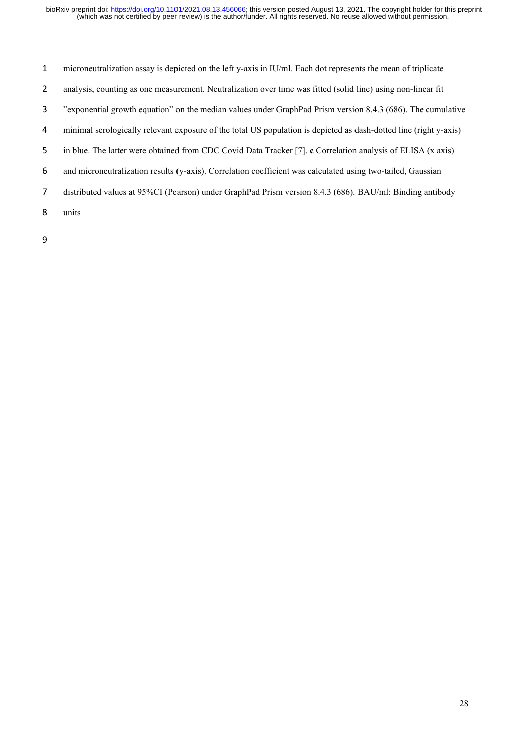microneutralization assay is depicted on the left y-axis in IU/ml. Each dot represents the mean of triplicate analysis, counting as one measurement. Neutralization over time was fitted (solid line) using non-linear fit "exponential growth equation" on the median values under GraphPad Prism version 8.4.3 (686). The cumulative minimal serologically relevant exposure of the total US population is depicted as dash-dotted line (right y-axis) in blue. The latter were obtained from CDC Covid Data Tracker [7]. **c** Correlation analysis of ELISA (x axis) and microneutralization results (y-axis). Correlation coefficient was calculated using two-tailed, Gaussian distributed values at 95%CI (Pearson) under GraphPad Prism version 8.4.3 (686). BAU/ml: Binding antibody units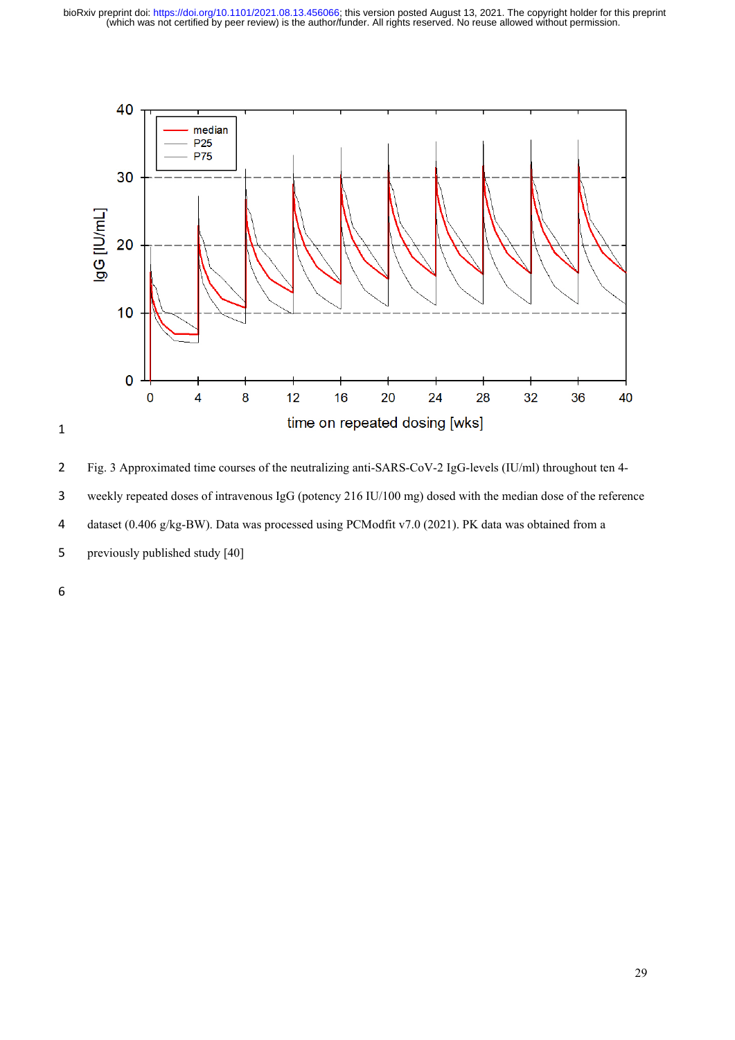Fig. 3 Approximated time courses of the neutralizing anti-SARS-CoV-2 IgG-levels (IU/ml) throughout ten 4-weekly repeated doses of intravenous IgG (potency 216 IU/100 mg) dosed with the median dose of the reference dataset (0.406 g/kg-BW). Data was processed using PCModfit v7.0 (2021). PK data was obtained from a previously published study [40]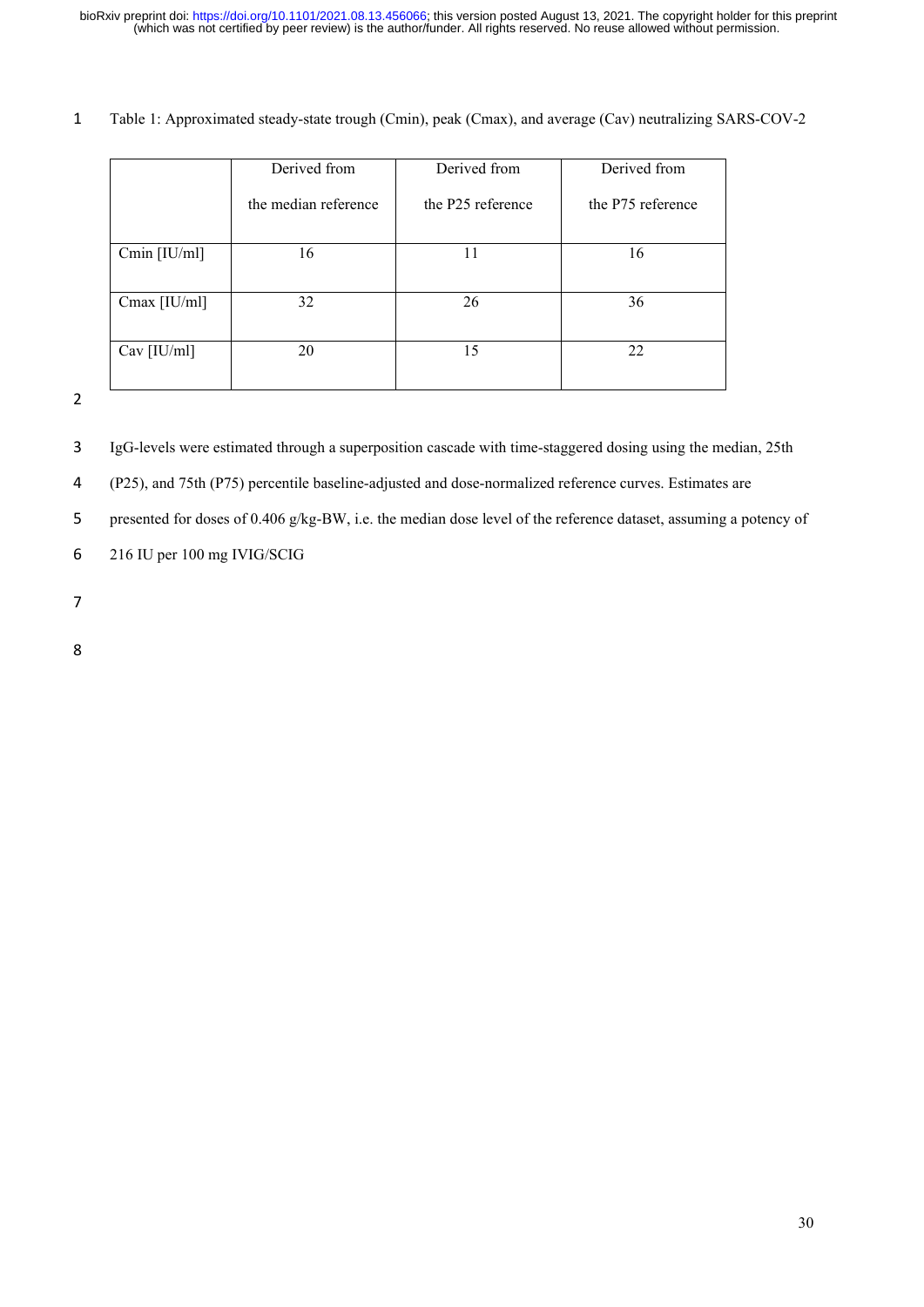Table 1: Approximated steady-state trough (Cmin), peak (Cmax), and average (Cav) neutralizing SARS-COV-2

| | Derived from the median reference | Derived from the P25 reference | Derived from the P75 reference |
|---|---|---|---|
| Cmin [IU/ml] | 16 | 11 | 16 |
| Cmax [IU/ml] | 32 | 26 | 36 |
| Cav [IU/ml] | 20 | 15 | 22 |

IgG-levels were estimated through a superposition cascade with time-staggered dosing using the median, 25th (P25), and 75th (P75) percentile baseline-adjusted and dose-normalized reference curves. Estimates are presented for doses of 0.406 g/kg-BW, i.e. the median dose level of the reference dataset, assuming a potency of 216 IU per 100 mg IVIG/SCIG